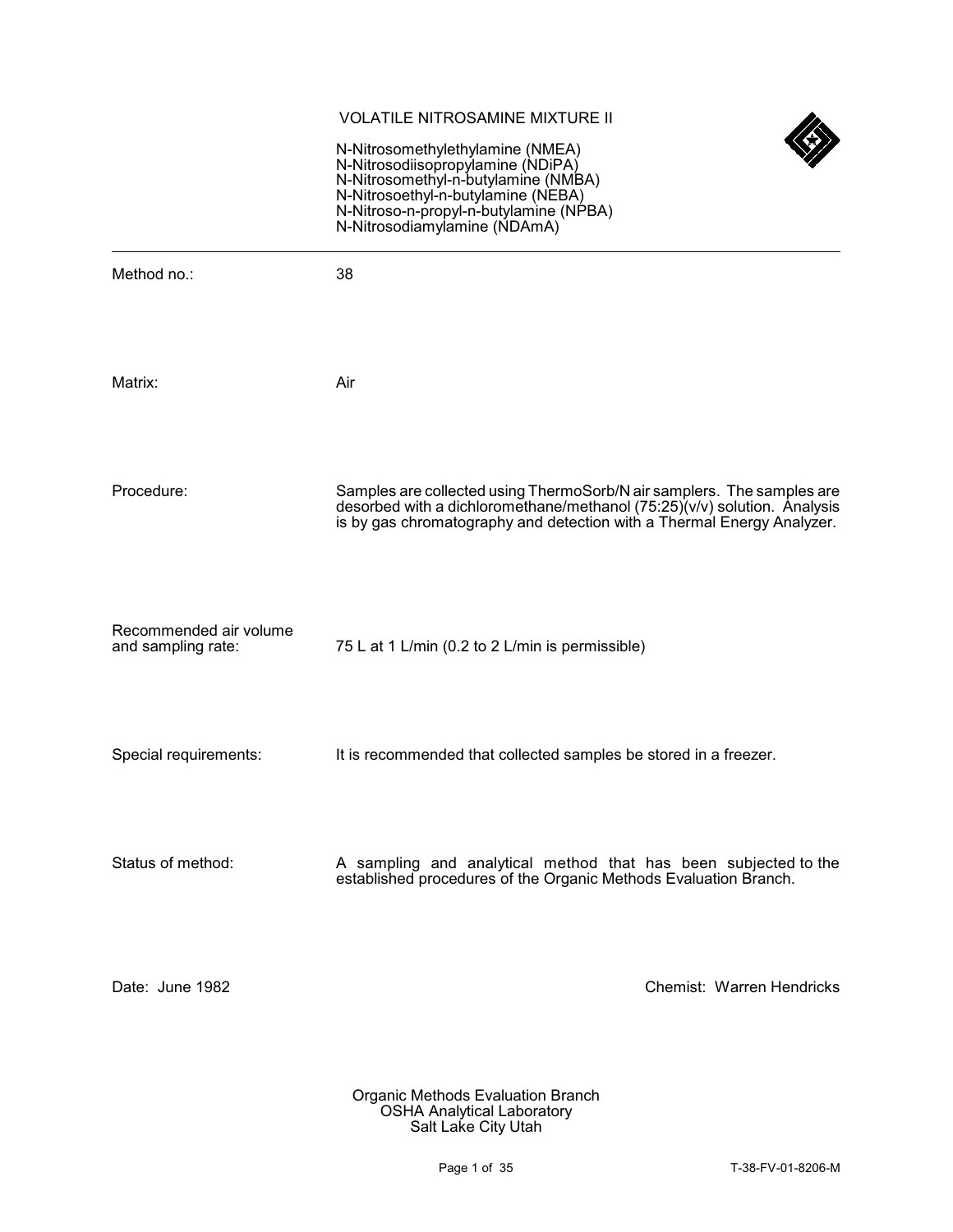# VOLATILE NITROSAMINE MIXTURE II

N-Nitrosomethylethylamine (NMEA)
N-Nitrosodiisopropylamine (NDiPA)
N-Nitrosomethyl-n-butylamine (NMBA)
N-Nitrosoethyl-n-butylamine (NEBA)
N-Nitroso-n-propyl-n-butylamine (NPBA)
N-Nitrosodiamylamine (NDAmA)

---

| | |
|---|---|
| Method no.: | 38 |
| Matrix: | Air |
| Procedure: | Samples are collected using ThermoSorb/N air samplers. The samples are desorbed with a dichloromethane/methanol (75:25)(v/v) solution. Analysis is by gas chromatography and detection with a Thermal Energy Analyzer. |
| Recommended air volume and sampling rate: | 75 L at 1 L/min (0.2 to 2 L/min is permissible) |
| Special requirements: | It is recommended that collected samples be stored in a freezer. |
| Status of method: | A sampling and analytical method that has been subjected to the established procedures of the Organic Methods Evaluation Branch. |

Date: June 1982

Chemist: Warren Hendricks

Organic Methods Evaluation Branch
OSHA Analytical Laboratory
Salt Lake City Utah

T-38-FV-01-8206-M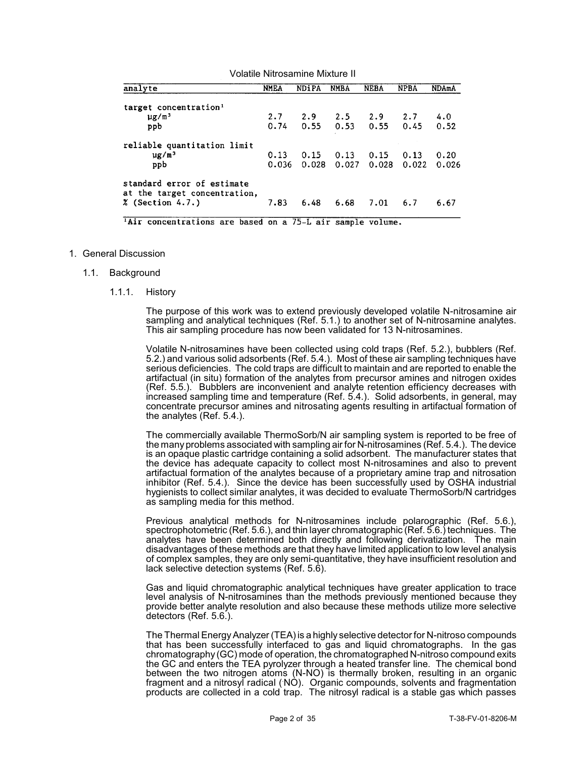Volatile Nitrosamine Mixture II

| analyte | NMEA | NDiPA | NMBA | NEBA | NPBA | NDAmA |
|---|---|---|---|---|---|---|
| target concentration[1] | | | | | | |
| µg/m³ | 2.7 | 2.9 | 2.5 | 2.9 | 2.7 | 4.0 |
| ppb | 0.74 | 0.55 | 0.53 | 0.55 | 0.45 | 0.52 |
| reliable quantitation limit | | | | | | |
| µg/m³ | 0.13 | 0.15 | 0.13 | 0.15 | 0.13 | 0.20 |
| ppb | 0.036 | 0.028 | 0.027 | 0.028 | 0.022 | 0.026 |
| standard error of estimate at the target concentration, % (Section 4.7.) | 7.83 | 6.48 | 6.68 | 7.01 | 6.7 | 6.67 |

[1]Air concentrations are based on a 75-L air sample volume.

1. General Discussion

1.1. Background

1.1.1. History

The purpose of this work was to extend previously developed volatile N-nitrosamine air sampling and analytical techniques (Ref. 5.1.) to another set of N-nitrosamine analytes. This air sampling procedure has now been validated for 13 N-nitrosamines.

Volatile N-nitrosamines have been collected using cold traps (Ref. 5.2.), bubblers (Ref. 5.2.) and various solid adsorbents (Ref. 5.4.). Most of these air sampling techniques have serious deficiencies. The cold traps are difficult to maintain and are reported to enable the artifactual (in situ) formation of the analytes from precursor amines and nitrogen oxides (Ref. 5.5.). Bubblers are inconvenient and analyte retention efficiency decreases with increased sampling time and temperature (Ref. 5.4.). Solid adsorbents, in general, may concentrate precursor amines and nitrosating agents resulting in artifactual formation of the analytes (Ref. 5.4.).

The commercially available ThermoSorb/N air sampling system is reported to be free of the many problems associated with sampling air for N-nitrosamines (Ref. 5.4.). The device is an opaque plastic cartridge containing a solid adsorbent. The manufacturer states that the device has adequate capacity to collect most N-nitrosamines and also to prevent artifactual formation of the analytes because of a proprietary amine trap and nitrosation inhibitor (Ref. 5.4.). Since the device has been successfully used by OSHA industrial hygienists to collect similar analytes, it was decided to evaluate ThermoSorb/N cartridges as sampling media for this method.

Previous analytical methods for N-nitrosamines include polarographic (Ref. 5.6.), spectrophotometric (Ref. 5.6.), and thin layer chromatographic (Ref. 5.6.) techniques. The analytes have been determined both directly and following derivatization. The main disadvantages of these methods are that they have limited application to low level analysis of complex samples, they are only semi-quantitative, they have insufficient resolution and lack selective detection systems (Ref. 5.6).

Gas and liquid chromatographic analytical techniques have greater application to trace level analysis of N-nitrosamines than the methods previously mentioned because they provide better analyte resolution and also because these methods utilize more selective detectors (Ref. 5.6.).

The Thermal Energy Analyzer (TEA) is a highly selective detector for N-nitroso compounds that has been successfully interfaced to gas and liquid chromatographs. In the gas chromatography (GC) mode of operation, the chromatographed N-nitroso compound exits the GC and enters the TEA pyrolyzer through a heated transfer line. The chemical bond between the two nitrogen atoms (N-NO) is thermally broken, resulting in an organic fragment and a nitrosyl radical (·NO). Organic compounds, solvents and fragmentation products are collected in a cold trap. The nitrosyl radical is a stable gas which passes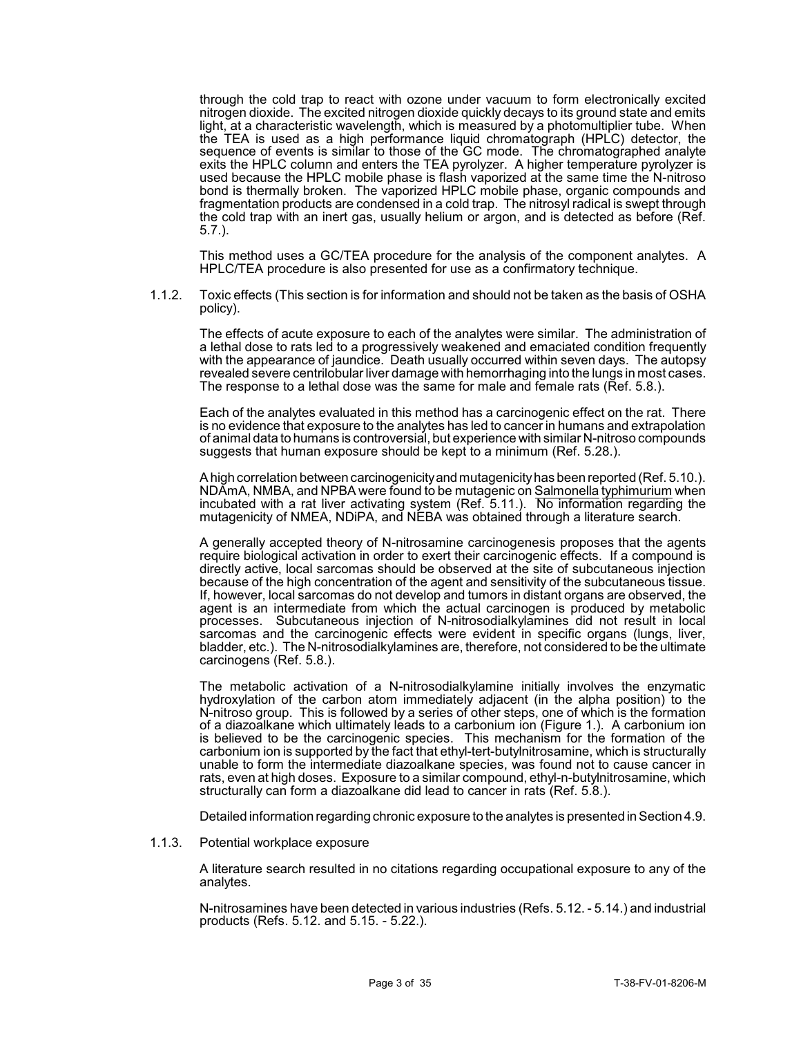through the cold trap to react with ozone under vacuum to form electronically excited nitrogen dioxide. The excited nitrogen dioxide quickly decays to its ground state and emits light, at a characteristic wavelength, which is measured by a photomultiplier tube. When the TEA is used as a high performance liquid chromatograph (HPLC) detector, the sequence of events is similar to those of the GC mode. The chromatographed analyte exits the HPLC column and enters the TEA pyrolyzer. A higher temperature pyrolyzer is used because the HPLC mobile phase is flash vaporized at the same time the N-nitroso bond is thermally broken. The vaporized HPLC mobile phase, organic compounds and fragmentation products are condensed in a cold trap. The nitrosyl radical is swept through the cold trap with an inert gas, usually helium or argon, and is detected as before (Ref. 5.7.).

This method uses a GC/TEA procedure for the analysis of the component analytes. A HPLC/TEA procedure is also presented for use as a confirmatory technique.

1.1.2. Toxic effects (This section is for information and should not be taken as the basis of OSHA policy).

The effects of acute exposure to each of the analytes were similar. The administration of a lethal dose to rats led to a progressively weakened and emaciated condition frequently with the appearance of jaundice. Death usually occurred within seven days. The autopsy revealed severe centrilobular liver damage with hemorrhaging into the lungs in most cases. The response to a lethal dose was the same for male and female rats (Ref. 5.8.).

Each of the analytes evaluated in this method has a carcinogenic effect on the rat. There is no evidence that exposure to the analytes has led to cancer in humans and extrapolation of animal data to humans is controversial, but experience with similar N-nitroso compounds suggests that human exposure should be kept to a minimum (Ref. 5.28.).

A high correlation between carcinogenicity and mutagenicity has been reported (Ref. 5.10.). NDAmA, NMBA, and NPBA were found to be mutagenic on Salmonella typhimurium when incubated with a rat liver activating system (Ref. 5.11.). No information regarding the mutagenicity of NMEA, NDiPA, and NEBA was obtained through a literature search.

A generally accepted theory of N-nitrosamine carcinogenesis proposes that the agents require biological activation in order to exert their carcinogenic effects. If a compound is directly active, local sarcomas should be observed at the site of subcutaneous injection because of the high concentration of the agent and sensitivity of the subcutaneous tissue. If, however, local sarcomas do not develop and tumors in distant organs are observed, the agent is an intermediate from which the actual carcinogen is produced by metabolic processes. Subcutaneous injection of N-nitrosodialkylamines did not result in local sarcomas and the carcinogenic effects were evident in specific organs (lungs, liver, bladder, etc.). The N-nitrosodialkylamines are, therefore, not considered to be the ultimate carcinogens (Ref. 5.8.).

The metabolic activation of a N-nitrosodialkylamine initially involves the enzymatic hydroxylation of the carbon atom immediately adjacent (in the alpha position) to the N-nitroso group. This is followed by a series of other steps, one of which is the formation of a diazoalkane which ultimately leads to a carbonium ion (Figure 1.). A carbonium ion is believed to be the carcinogenic species. This mechanism for the formation of the carbonium ion is supported by the fact that ethyl-tert-butylnitrosamine, which is structurally unable to form the intermediate diazoalkane species, was found not to cause cancer in rats, even at high doses. Exposure to a similar compound, ethyl-n-butylnitrosamine, which structurally can form a diazoalkane did lead to cancer in rats (Ref. 5.8.).

Detailed information regarding chronic exposure to the analytes is presented in Section 4.9.

1.1.3. Potential workplace exposure

A literature search resulted in no citations regarding occupational exposure to any of the analytes.

N-nitrosamines have been detected in various industries (Refs. 5.12. - 5.14.) and industrial products (Refs. 5.12. and 5.15. - 5.22.).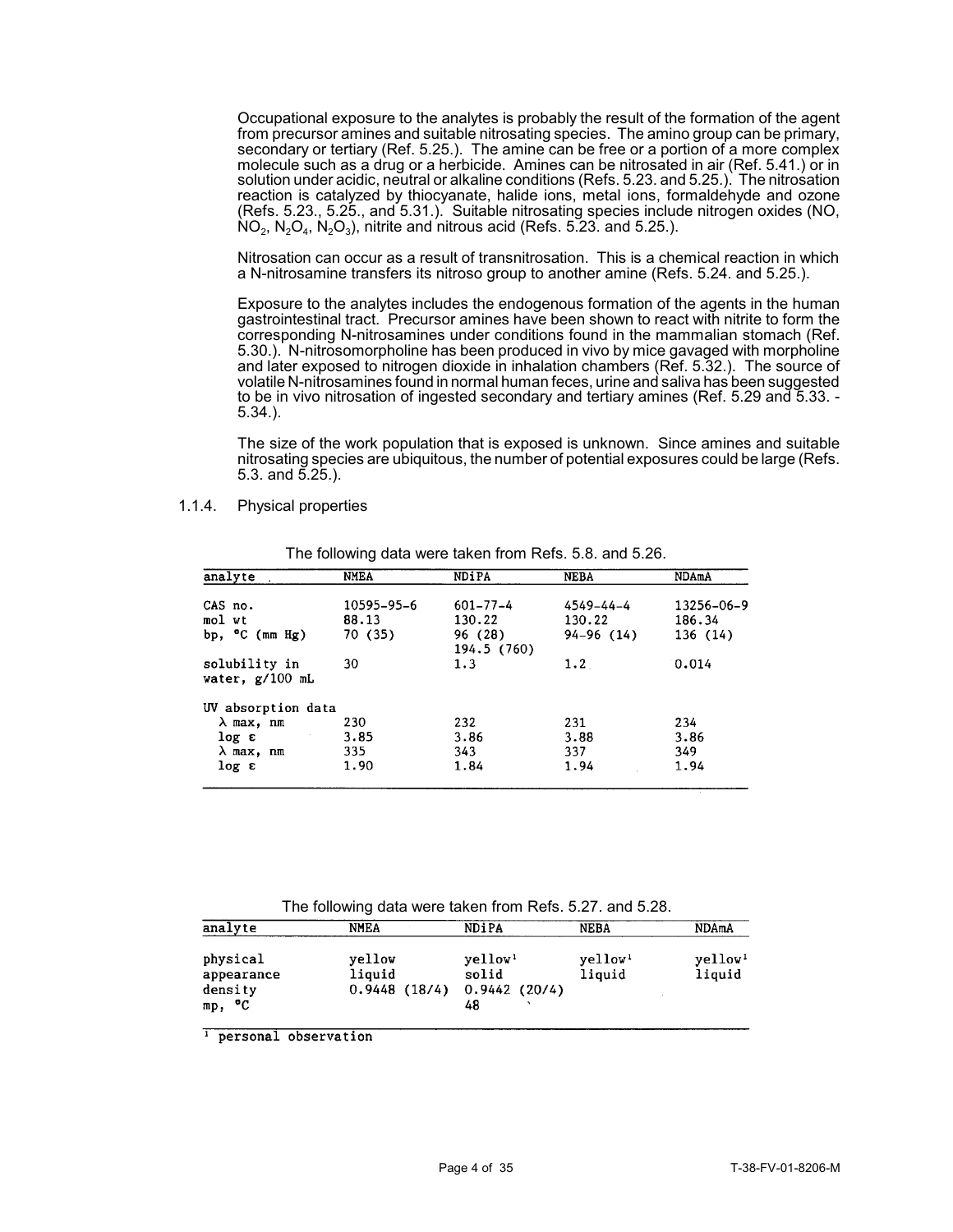Occupational exposure to the analytes is probably the result of the formation of the agent from precursor amines and suitable nitrosating species. The amino group can be primary, secondary or tertiary (Ref. 5.25.). The amine can be free or a portion of a more complex molecule such as a drug or a herbicide. Amines can be nitrosated in air (Ref. 5.41.) or in solution under acidic, neutral or alkaline conditions (Refs. 5.23. and 5.25.). The nitrosation reaction is catalyzed by thiocyanate, halide ions, metal ions, formaldehyde and ozone (Refs. 5.23., 5.25., and 5.31.). Suitable nitrosating species include nitrogen oxides (NO, $NO_2$, $N_2O_4$, $N_2O_3$), nitrite and nitrous acid (Refs. 5.23. and 5.25.).

Nitrosation can occur as a result of transnitrosation. This is a chemical reaction in which a N-nitrosamine transfers its nitroso group to another amine (Refs. 5.24. and 5.25.).

Exposure to the analytes includes the endogenous formation of the agents in the human gastrointestinal tract. Precursor amines have been shown to react with nitrite to form the corresponding N-nitrosamines under conditions found in the mammalian stomach (Ref. 5.30.). N-nitrosomorpholine has been produced in vivo by mice gavaged with morpholine and later exposed to nitrogen dioxide in inhalation chambers (Ref. 5.32.). The source of volatile N-nitrosamines found in normal human feces, urine and saliva has been suggested to be in vivo nitrosation of ingested secondary and tertiary amines (Ref. 5.29 and 5.33. - 5.34.).

The size of the work population that is exposed is unknown. Since amines and suitable nitrosating species are ubiquitous, the number of potential exposures could be large (Refs. 5.3. and 5.25.).

1.1.4. Physical properties

The following data were taken from Refs. 5.8. and 5.26.

| analyte | NMEA | NDiPA | NEBA | NDAmA |
|---|---|---|---|---|
| CAS no. | 10595-95-6 | 601-77-4 | 4549-44-4 | 13256-06-9 |
| mol wt | 88.13 | 130.22 | 130.22 | 186.34 |
| bp, °C (mm Hg) | 70 (35) | 96 (28)<br>194.5 (760) | 94-96 (14) | 136 (14) |
| solubility in water, g/100 mL | 30 | 1.3 | 1.2 | 0.014 |
| UV absorption data | | | | |
| λ max, nm | 230 | 232 | 231 | 234 |
| log ε | 3.85 | 3.86 | 3.88 | 3.86 |
| λ max, nm | 335 | 343 | 337 | 349 |
| log ε | 1.90 | 1.84 | 1.94 | 1.94 |

The following data were taken from Refs. 5.27. and 5.28.

| analyte | NMEA | NDiPA | NEBA | NDAmA |
|---|---|---|---|---|
| physical appearance | yellow liquid | yellow[1] solid | yellow[1] liquid | yellow[1] liquid |
| density | 0.9448 (18/4) | 0.9442 (20/4) | | |
| mp, °C | | 48 | | |

[1] personal observation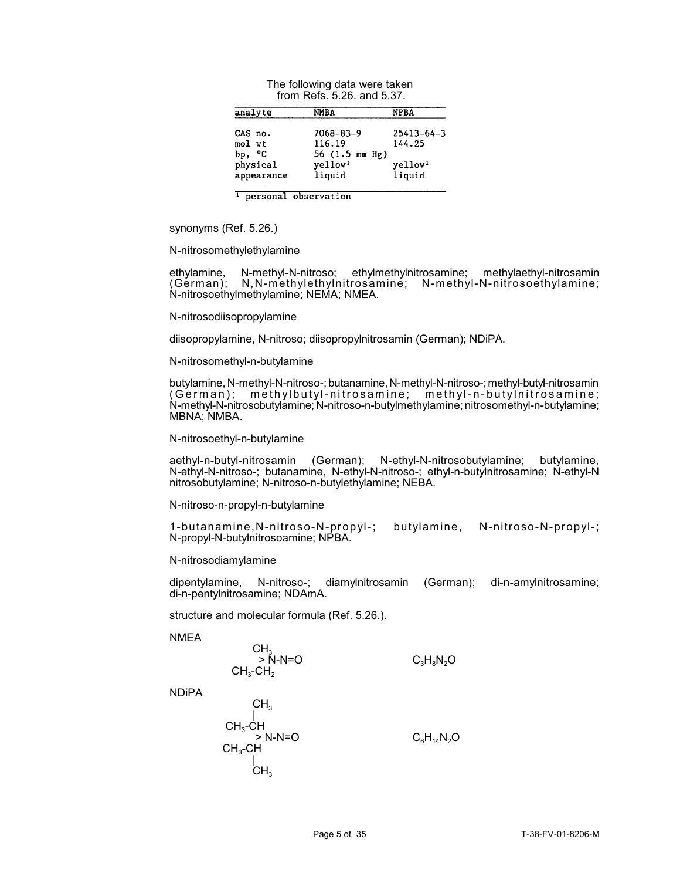The following data were taken from Refs. 5.26. and 5.37.

| analyte | NMBA | NPBA |
|---|---|---|
| CAS no. | 7068-83-9 | 25413-64-3 |
| mol wt | 116.19 | 144.25 |
| bp, °C | 56 (1.5 mm Hg) | |
| physical appearance | yellow[1] liquid | yellow[1] liquid |

[1] personal observation

synonyms (Ref. 5.26.)

N-nitrosomethylethylamine

ethylamine, N-methyl-N-nitroso; ethylmethylnitrosamine; methylaethyl-nitrosamin (German); N,N-methylethylnitrosamine; N-methyl-N-nitrosoethylamine; N-nitrosoethylmethylamine; NEMA; NMEA.

N-nitrosodiisopropylamine

diisopropylamine, N-nitroso; diisopropylnitrosamin (German); NDiPA.

N-nitrosomethyl-n-butylamine

butylamine, N-methyl-N-nitroso-; butanamine, N-methyl-N-nitroso-; methyl-butyl-nitrosamin (German); methylbutyl-nitrosamine; methyl-n-butylnitrosamine; N-methyl-N-nitrosobutylamine; N-nitroso-n-butylmethylamine; nitrosomethyl-n-butylamine; MBNA; NMBA.

N-nitrosoethyl-n-butylamine

aethyl-n-butyl-nitrosamin (German); N-ethyl-N-nitrosobutylamine; butylamine, N-ethyl-N-nitroso-; butanamine, N-ethyl-N-nitroso-; ethyl-n-butylnitrosamine; N-ethyl-N nitrosobutylamine; N-nitroso-n-butylethylamine; NEBA.

N-nitroso-n-propyl-n-butylamine

1-butanamine,N-nitroso-N-propyl-; butylamine, N-nitroso-N-propyl-; N-propyl-N-butylnitrosoamine; NPBA.

N-nitrosodiamylamine

dipentylamine, N-nitroso-; diamylnitrosamin (German); di-n-amylnitrosamine; di-n-pentylnitrosamine; NDAmA.

structure and molecular formula (Ref. 5.26.).

NMEA

```
      CH3
        > N-N=O
   CH3-CH2
```

$C_3H_8N_2O$

NDiPA

```
         CH3
         |
    CH3-CH
           > N-N=O
    CH3-CH
         |
         CH3
```

$C_6H_{14}N_2O$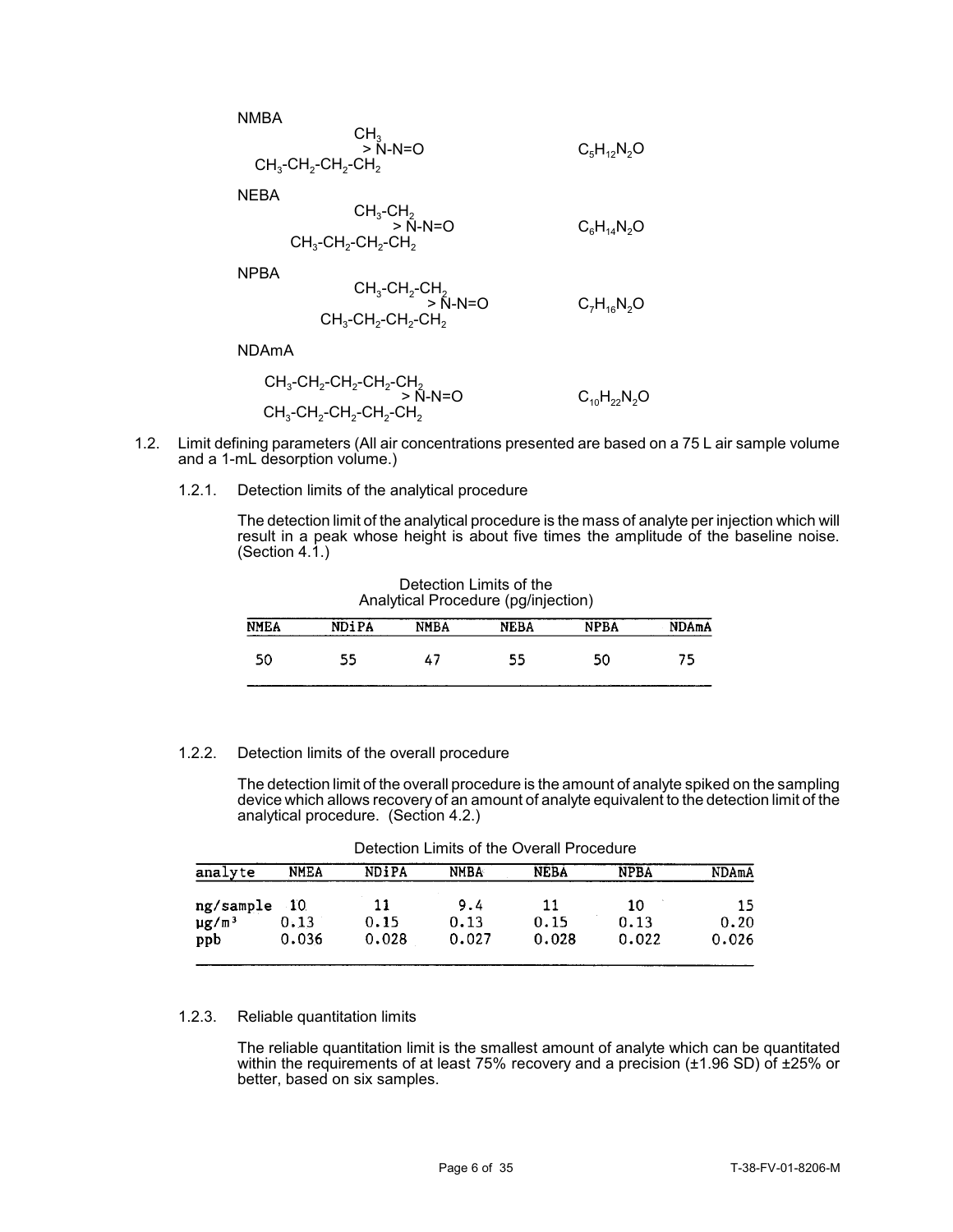NMBA

$$\begin{matrix} CH_3 & \\ & > N\text{-}N{=}O \\ CH_3\text{-}CH_2\text{-}CH_2\text{-}CH_2 & \end{matrix} \qquad C_5H_{12}N_2O$$

NEBA

$$\begin{matrix} CH_3\text{-}CH_2 & \\ & > N\text{-}N{=}O \\ CH_3\text{-}CH_2\text{-}CH_2\text{-}CH_2 & \end{matrix} \qquad C_6H_{14}N_2O$$

NPBA

$$\begin{matrix} CH_3\text{-}CH_2\text{-}CH_2 & \\ & > N\text{-}N{=}O \\ CH_3\text{-}CH_2\text{-}CH_2\text{-}CH_2 & \end{matrix} \qquad C_7H_{16}N_2O$$

NDAmA

$$\begin{matrix} CH_3\text{-}CH_2\text{-}CH_2\text{-}CH_2\text{-}CH_2 & \\ & > N\text{-}N{=}O \\ CH_3\text{-}CH_2\text{-}CH_2\text{-}CH_2\text{-}CH_2 & \end{matrix} \qquad C_{10}H_{22}N_2O$$

1.2. Limit defining parameters (All air concentrations presented are based on a 75 L air sample volume and a 1-mL desorption volume.)

1.2.1. Detection limits of the analytical procedure

The detection limit of the analytical procedure is the mass of analyte per injection which will result in a peak whose height is about five times the amplitude of the baseline noise. (Section 4.1.)

Detection Limits of the Analytical Procedure (pg/injection)

| NMEA | NDiPA | NMBA | NEBA | NPBA | NDAmA |
|---|---|---|---|---|---|
| 50 | 55 | 47 | 55 | 50 | 75 |

1.2.2. Detection limits of the overall procedure

The detection limit of the overall procedure is the amount of analyte spiked on the sampling device which allows recovery of an amount of analyte equivalent to the detection limit of the analytical procedure. (Section 4.2.)

Detection Limits of the Overall Procedure

| analyte | NMEA | NDiPA | NMBA | NEBA | NPBA | NDAmA |
|---|---|---|---|---|---|---|
| ng/sample | 10 | 11 | 9.4 | 11 | 10 | 15 |
| µg/m³ | 0.13 | 0.15 | 0.13 | 0.15 | 0.13 | 0.20 |
| ppb | 0.036 | 0.028 | 0.027 | 0.028 | 0.022 | 0.026 |

1.2.3. Reliable quantitation limits

The reliable quantitation limit is the smallest amount of analyte which can be quantitated within the requirements of at least 75% recovery and a precision (±1.96 SD) of ±25% or better, based on six samples.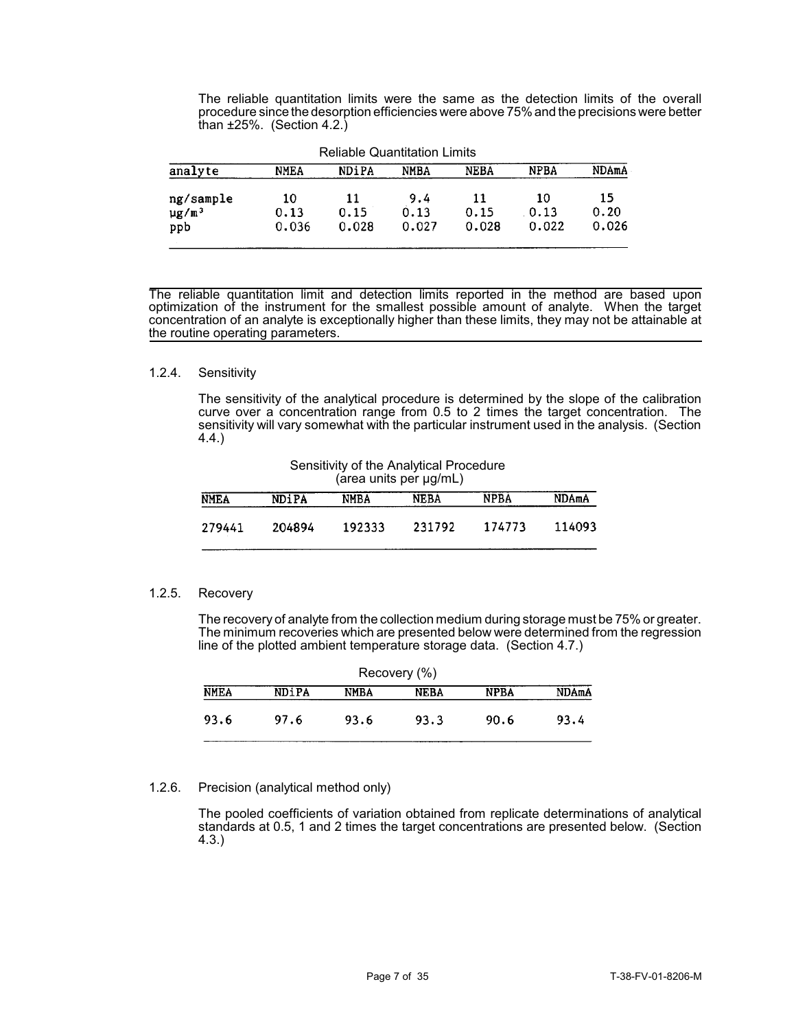The reliable quantitation limits were the same as the detection limits of the overall procedure since the desorption efficiencies were above 75% and the precisions were better than ±25%. (Section 4.2.)

Reliable Quantitation Limits

| analyte | NMEA | NDiPA | NMBA | NEBA | NPBA | NDAmA |
|---|---|---|---|---|---|---|
| ng/sample | 10 | 11 | 9.4 | 11 | 10 | 15 |
| μg/m³ | 0.13 | 0.15 | 0.13 | 0.15 | 0.13 | 0.20 |
| ppb | 0.036 | 0.028 | 0.027 | 0.028 | 0.022 | 0.026 |

The reliable quantitation limit and detection limits reported in the method are based upon optimization of the instrument for the smallest possible amount of analyte. When the target concentration of an analyte is exceptionally higher than these limits, they may not be attainable at the routine operating parameters.

1.2.4. Sensitivity

The sensitivity of the analytical procedure is determined by the slope of the calibration curve over a concentration range from 0.5 to 2 times the target concentration. The sensitivity will vary somewhat with the particular instrument used in the analysis. (Section 4.4.)

Sensitivity of the Analytical Procedure (area units per μg/mL)

| NMEA | NDiPA | NMBA | NEBA | NPBA | NDAmA |
|---|---|---|---|---|---|
| 279441 | 204894 | 192333 | 231792 | 174773 | 114093 |

1.2.5. Recovery

The recovery of analyte from the collection medium during storage must be 75% or greater. The minimum recoveries which are presented below were determined from the regression line of the plotted ambient temperature storage data. (Section 4.7.)

Recovery (%)

| NMEA | NDiPA | NMBA | NEBA | NPBA | NDAmA |
|---|---|---|---|---|---|
| 93.6 | 97.6 | 93.6 | 93.3 | 90.6 | 93.4 |

1.2.6. Precision (analytical method only)

The pooled coefficients of variation obtained from replicate determinations of analytical standards at 0.5, 1 and 2 times the target concentrations are presented below. (Section 4.3.)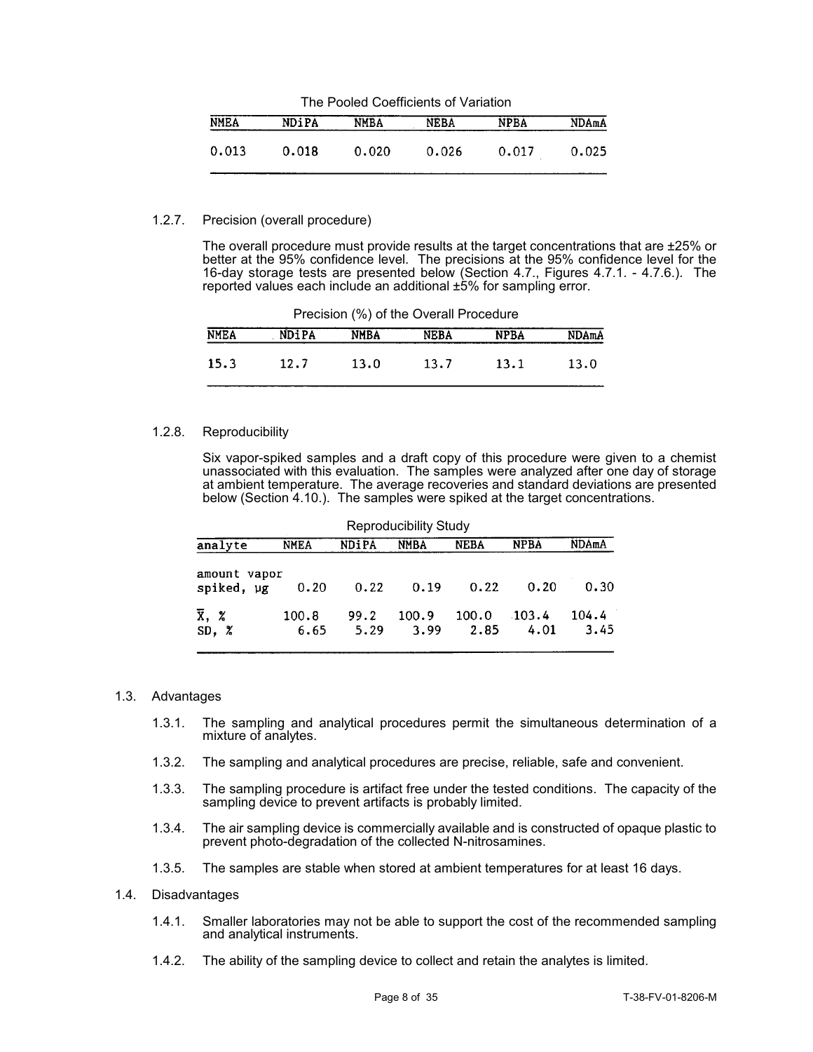The Pooled Coefficients of Variation

| NMEA | NDiPA | NMBA | NEBA | NPBA | NDAmA |
|---|---|---|---|---|---|
| 0.013 | 0.018 | 0.020 | 0.026 | 0.017 | 0.025 |

1.2.7. Precision (overall procedure)

The overall procedure must provide results at the target concentrations that are ±25% or better at the 95% confidence level. The precisions at the 95% confidence level for the 16-day storage tests are presented below (Section 4.7., Figures 4.7.1. - 4.7.6.). The reported values each include an additional ±5% for sampling error.

Precision (%) of the Overall Procedure

| NMEA | NDiPA | NMBA | NEBA | NPBA | NDAmA |
|---|---|---|---|---|---|
| 15.3 | 12.7 | 13.0 | 13.7 | 13.1 | 13.0 |

1.2.8. Reproducibility

Six vapor-spiked samples and a draft copy of this procedure were given to a chemist unassociated with this evaluation. The samples were analyzed after one day of storage at ambient temperature. The average recoveries and standard deviations are presented below (Section 4.10.). The samples were spiked at the target concentrations.

Reproducibility Study

| analyte | NMEA | NDiPA | NMBA | NEBA | NPBA | NDAmA |
|---|---|---|---|---|---|---|
| amount vapor spiked, µg | 0.20 | 0.22 | 0.19 | 0.22 | 0.20 | 0.30 |
| $\overline{X}$, % | 100.8 | 99.2 | 100.9 | 100.0 | 103.4 | 104.4 |
| SD, % | 6.65 | 5.29 | 3.99 | 2.85 | 4.01 | 3.45 |

1.3. Advantages

1.3.1. The sampling and analytical procedures permit the simultaneous determination of a mixture of analytes.

1.3.2. The sampling and analytical procedures are precise, reliable, safe and convenient.

1.3.3. The sampling procedure is artifact free under the tested conditions. The capacity of the sampling device to prevent artifacts is probably limited.

1.3.4. The air sampling device is commercially available and is constructed of opaque plastic to prevent photo-degradation of the collected N-nitrosamines.

1.3.5. The samples are stable when stored at ambient temperatures for at least 16 days.

1.4. Disadvantages

1.4.1. Smaller laboratories may not be able to support the cost of the recommended sampling and analytical instruments.

1.4.2. The ability of the sampling device to collect and retain the analytes is limited.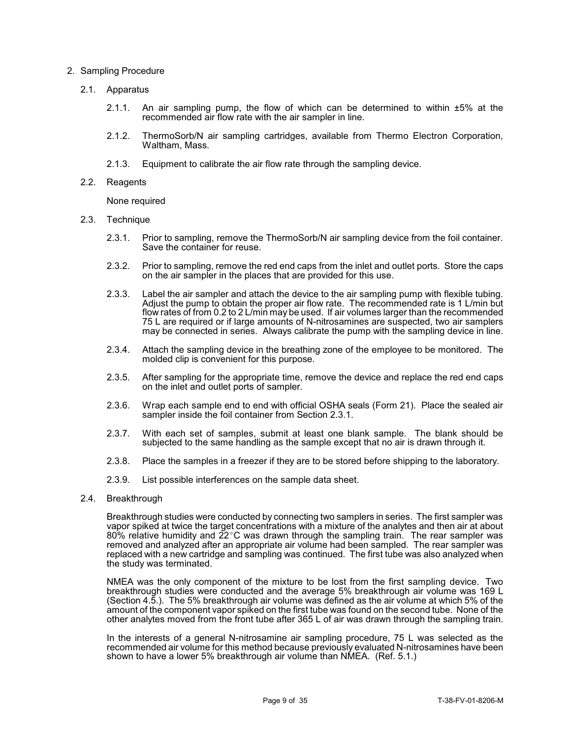## 2. Sampling Procedure

### 2.1. Apparatus

2.1.1. An air sampling pump, the flow of which can be determined to within ±5% at the recommended air flow rate with the air sampler in line.

2.1.2. ThermoSorb/N air sampling cartridges, available from Thermo Electron Corporation, Waltham, Mass.

2.1.3. Equipment to calibrate the air flow rate through the sampling device.

### 2.2. Reagents

None required

### 2.3. Technique

2.3.1. Prior to sampling, remove the ThermoSorb/N air sampling device from the foil container. Save the container for reuse.

2.3.2. Prior to sampling, remove the red end caps from the inlet and outlet ports. Store the caps on the air sampler in the places that are provided for this use.

2.3.3. Label the air sampler and attach the device to the air sampling pump with flexible tubing. Adjust the pump to obtain the proper air flow rate. The recommended rate is 1 L/min but flow rates of from 0.2 to 2 L/min may be used. If air volumes larger than the recommended 75 L are required or if large amounts of N-nitrosamines are suspected, two air samplers may be connected in series. Always calibrate the pump with the sampling device in line.

2.3.4. Attach the sampling device in the breathing zone of the employee to be monitored. The molded clip is convenient for this purpose.

2.3.5. After sampling for the appropriate time, remove the device and replace the red end caps on the inlet and outlet ports of sampler.

2.3.6. Wrap each sample end to end with official OSHA seals (Form 21). Place the sealed air sampler inside the foil container from Section 2.3.1.

2.3.7. With each set of samples, submit at least one blank sample. The blank should be subjected to the same handling as the sample except that no air is drawn through it.

2.3.8. Place the samples in a freezer if they are to be stored before shipping to the laboratory.

2.3.9. List possible interferences on the sample data sheet.

### 2.4. Breakthrough

Breakthrough studies were conducted by connecting two samplers in series. The first sampler was vapor spiked at twice the target concentrations with a mixture of the analytes and then air at about 80% relative humidity and 22°C was drawn through the sampling train. The rear sampler was removed and analyzed after an appropriate air volume had been sampled. The rear sampler was replaced with a new cartridge and sampling was continued. The first tube was also analyzed when the study was terminated.

NMEA was the only component of the mixture to be lost from the first sampling device. Two breakthrough studies were conducted and the average 5% breakthrough air volume was 169 L (Section 4.5.). The 5% breakthrough air volume was defined as the air volume at which 5% of the amount of the component vapor spiked on the first tube was found on the second tube. None of the other analytes moved from the front tube after 365 L of air was drawn through the sampling train.

In the interests of a general N-nitrosamine air sampling procedure, 75 L was selected as the recommended air volume for this method because previously evaluated N-nitrosamines have been shown to have a lower 5% breakthrough air volume than NMEA. (Ref. 5.1.)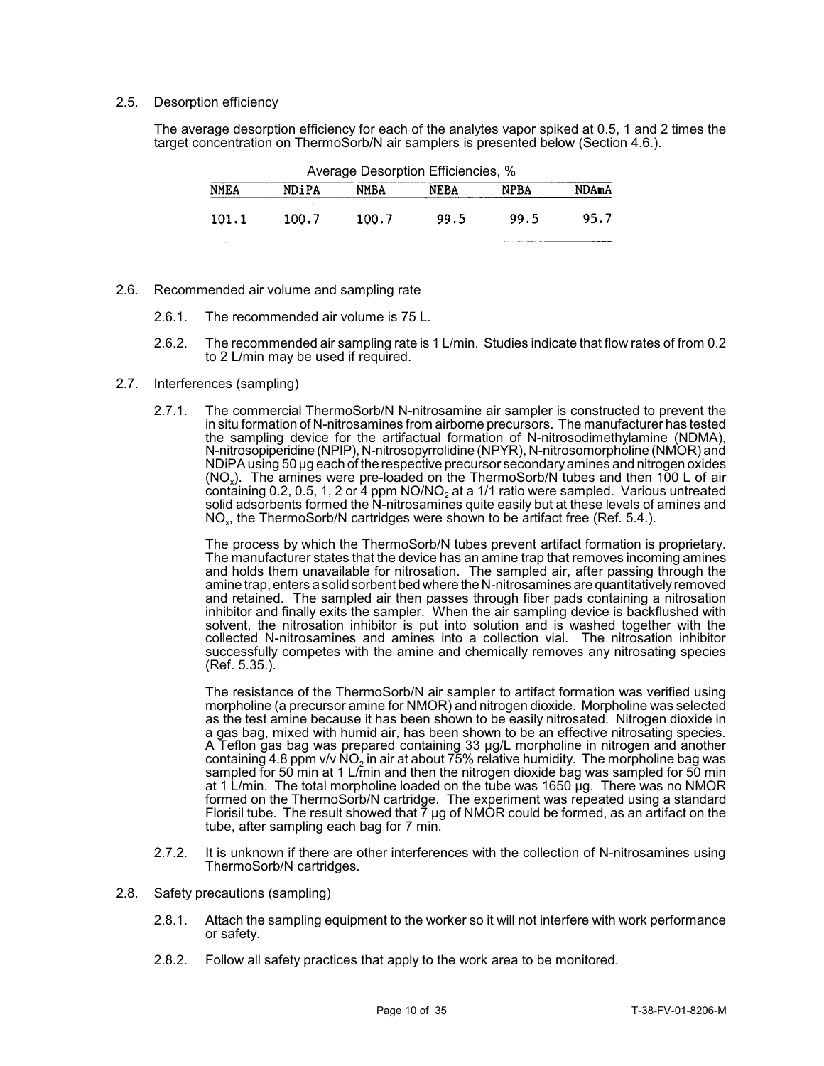### 2.5. Desorption efficiency

The average desorption efficiency for each of the analytes vapor spiked at 0.5, 1 and 2 times the target concentration on ThermoSorb/N air samplers is presented below (Section 4.6.).

Average Desorption Efficiencies, %

| NMEA | NDiPA | NMBA | NEBA | NPBA | NDAmA |
|---|---|---|---|---|---|
| 101.1 | 100.7 | 100.7 | 99.5 | 99.5 | 95.7 |

### 2.6. Recommended air volume and sampling rate

2.6.1. The recommended air volume is 75 L.

2.6.2. The recommended air sampling rate is 1 L/min. Studies indicate that flow rates of from 0.2 to 2 L/min may be used if required.

### 2.7. Interferences (sampling)

2.7.1. The commercial ThermoSorb/N N-nitrosamine air sampler is constructed to prevent the in situ formation of N-nitrosamines from airborne precursors. The manufacturer has tested the sampling device for the artifactual formation of N-nitrosodimethylamine (NDMA), N-nitrosopiperidine (NPIP), N-nitrosopyrrolidine (NPYR), N-nitrosomorpholine (NMOR) and NDiPA using 50 µg each of the respective precursor secondary amines and nitrogen oxides ($NO_x$). The amines were pre-loaded on the ThermoSorb/N tubes and then 100 L of air containing 0.2, 0.5, 1, 2 or 4 ppm $NO/NO_2$ at a 1/1 ratio were sampled. Various untreated solid adsorbents formed the N-nitrosamines quite easily but at these levels of amines and $NO_x$, the ThermoSorb/N cartridges were shown to be artifact free (Ref. 5.4.).

The process by which the ThermoSorb/N tubes prevent artifact formation is proprietary. The manufacturer states that the device has an amine trap that removes incoming amines and holds them unavailable for nitrosation. The sampled air, after passing through the amine trap, enters a solid sorbent bed where the N-nitrosamines are quantitatively removed and retained. The sampled air then passes through fiber pads containing a nitrosation inhibitor and finally exits the sampler. When the air sampling device is backflushed with solvent, the nitrosation inhibitor is put into solution and is washed together with the collected N-nitrosamines and amines into a collection vial. The nitrosation inhibitor successfully competes with the amine and chemically removes any nitrosating species (Ref. 5.35.).

The resistance of the ThermoSorb/N air sampler to artifact formation was verified using morpholine (a precursor amine for NMOR) and nitrogen dioxide. Morpholine was selected as the test amine because it has been shown to be easily nitrosated. Nitrogen dioxide in a gas bag, mixed with humid air, has been shown to be an effective nitrosating species. A Teflon gas bag was prepared containing 33 µg/L morpholine in nitrogen and another containing 4.8 ppm v/v $NO_2$ in air at about 75% relative humidity. The morpholine bag was sampled for 50 min at 1 L/min and then the nitrogen dioxide bag was sampled for 50 min at 1 L/min. The total morpholine loaded on the tube was 1650 µg. There was no NMOR formed on the ThermoSorb/N cartridge. The experiment was repeated using a standard Florisil tube. The result showed that 7 µg of NMOR could be formed, as an artifact on the tube, after sampling each bag for 7 min.

2.7.2. It is unknown if there are other interferences with the collection of N-nitrosamines using ThermoSorb/N cartridges.

### 2.8. Safety precautions (sampling)

2.8.1. Attach the sampling equipment to the worker so it will not interfere with work performance or safety.

2.8.2. Follow all safety practices that apply to the work area to be monitored.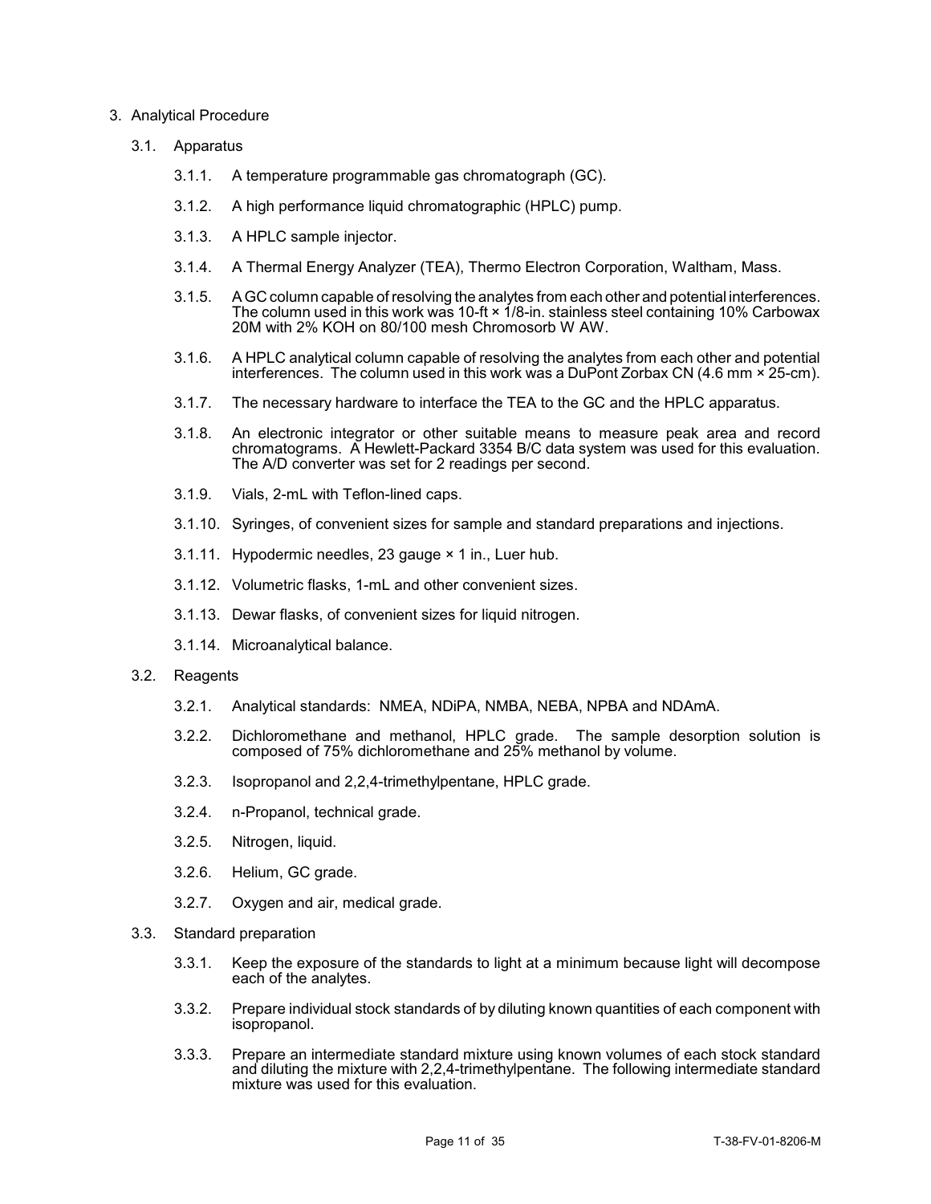3. Analytical Procedure

   3.1. Apparatus

      3.1.1. A temperature programmable gas chromatograph (GC).

      3.1.2. A high performance liquid chromatographic (HPLC) pump.

      3.1.3. A HPLC sample injector.

      3.1.4. A Thermal Energy Analyzer (TEA), Thermo Electron Corporation, Waltham, Mass.

      3.1.5. A GC column capable of resolving the analytes from each other and potential interferences. The column used in this work was 10-ft × 1/8-in. stainless steel containing 10% Carbowax 20M with 2% KOH on 80/100 mesh Chromosorb W AW.

      3.1.6. A HPLC analytical column capable of resolving the analytes from each other and potential interferences. The column used in this work was a DuPont Zorbax CN (4.6 mm × 25-cm).

      3.1.7. The necessary hardware to interface the TEA to the GC and the HPLC apparatus.

      3.1.8. An electronic integrator or other suitable means to measure peak area and record chromatograms. A Hewlett-Packard 3354 B/C data system was used for this evaluation. The A/D converter was set for 2 readings per second.

      3.1.9. Vials, 2-mL with Teflon-lined caps.

      3.1.10. Syringes, of convenient sizes for sample and standard preparations and injections.

      3.1.11. Hypodermic needles, 23 gauge × 1 in., Luer hub.

      3.1.12. Volumetric flasks, 1-mL and other convenient sizes.

      3.1.13. Dewar flasks, of convenient sizes for liquid nitrogen.

      3.1.14. Microanalytical balance.

   3.2. Reagents

      3.2.1. Analytical standards: NMEA, NDiPA, NMBA, NEBA, NPBA and NDAmA.

      3.2.2. Dichloromethane and methanol, HPLC grade. The sample desorption solution is composed of 75% dichloromethane and 25% methanol by volume.

      3.2.3. Isopropanol and 2,2,4-trimethylpentane, HPLC grade.

      3.2.4. n-Propanol, technical grade.

      3.2.5. Nitrogen, liquid.

      3.2.6. Helium, GC grade.

      3.2.7. Oxygen and air, medical grade.

   3.3. Standard preparation

      3.3.1. Keep the exposure of the standards to light at a minimum because light will decompose each of the analytes.

      3.3.2. Prepare individual stock standards of by diluting known quantities of each component with isopropanol.

      3.3.3. Prepare an intermediate standard mixture using known volumes of each stock standard and diluting the mixture with 2,2,4-trimethylpentane. The following intermediate standard mixture was used for this evaluation.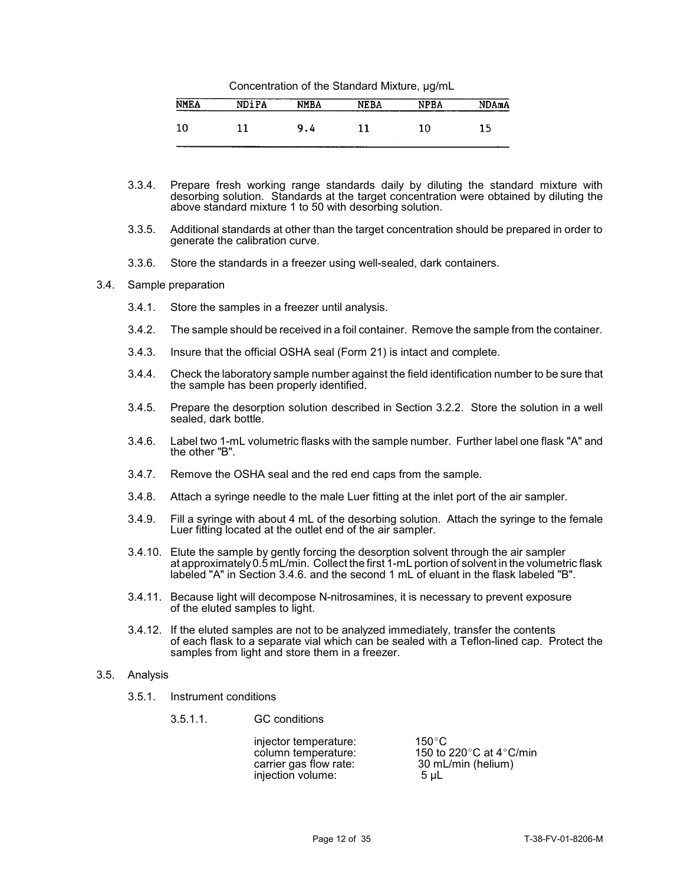Concentration of the Standard Mixture, µg/mL

| NMEA | NDiPA | NMBA | NEBA | NPBA | NDAmA |
|---|---|---|---|---|---|
| 10 | 11 | 9.4 | 11 | 10 | 15 |

3.3.4. Prepare fresh working range standards daily by diluting the standard mixture with desorbing solution. Standards at the target concentration were obtained by diluting the above standard mixture 1 to 50 with desorbing solution.

3.3.5. Additional standards at other than the target concentration should be prepared in order to generate the calibration curve.

3.3.6. Store the standards in a freezer using well-sealed, dark containers.

3.4. Sample preparation

3.4.1. Store the samples in a freezer until analysis.

3.4.2. The sample should be received in a foil container. Remove the sample from the container.

3.4.3. Insure that the official OSHA seal (Form 21) is intact and complete.

3.4.4. Check the laboratory sample number against the field identification number to be sure that the sample has been properly identified.

3.4.5. Prepare the desorption solution described in Section 3.2.2. Store the solution in a well sealed, dark bottle.

3.4.6. Label two 1-mL volumetric flasks with the sample number. Further label one flask "A" and the other "B".

3.4.7. Remove the OSHA seal and the red end caps from the sample.

3.4.8. Attach a syringe needle to the male Luer fitting at the inlet port of the air sampler.

3.4.9. Fill a syringe with about 4 mL of the desorbing solution. Attach the syringe to the female Luer fitting located at the outlet end of the air sampler.

3.4.10. Elute the sample by gently forcing the desorption solvent through the air sampler at approximately 0.5 mL/min. Collect the first 1-mL portion of solvent in the volumetric flask labeled "A" in Section 3.4.6. and the second 1 mL of eluant in the flask labeled "B".

3.4.11. Because light will decompose N-nitrosamines, it is necessary to prevent exposure of the eluted samples to light.

3.4.12. If the eluted samples are not to be analyzed immediately, transfer the contents of each flask to a separate vial which can be sealed with a Teflon-lined cap. Protect the samples from light and store them in a freezer.

3.5. Analysis

3.5.1. Instrument conditions

3.5.1.1. GC conditions

| | |
|---|---|
| injector temperature: | 150°C |
| column temperature: | 150 to 220°C at 4°C/min |
| carrier gas flow rate: | 30 mL/min (helium) |
| injection volume: | 5 µL |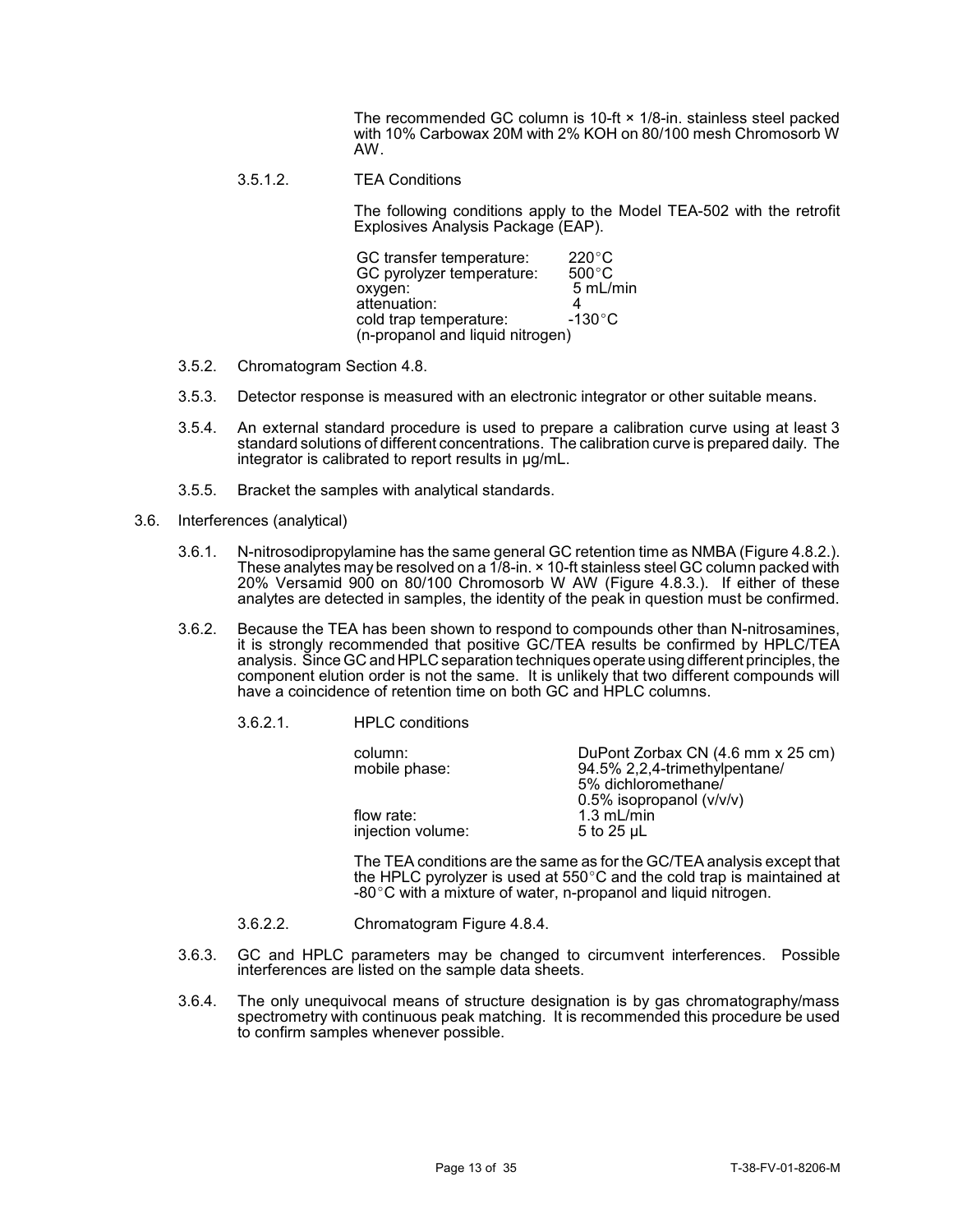The recommended GC column is 10-ft × 1/8-in. stainless steel packed with 10% Carbowax 20M with 2% KOH on 80/100 mesh Chromosorb W AW.

3.5.1.2. TEA Conditions

The following conditions apply to the Model TEA-502 with the retrofit Explosives Analysis Package (EAP).

| | |
|---|---|
| GC transfer temperature: | 220°C |
| GC pyrolyzer temperature: | 500°C |
| oxygen: | 5 mL/min |
| attenuation: | 4 |
| cold trap temperature: | -130°C |
| (n-propanol and liquid nitrogen) | |

3.5.2. Chromatogram Section 4.8.

3.5.3. Detector response is measured with an electronic integrator or other suitable means.

3.5.4. An external standard procedure is used to prepare a calibration curve using at least 3 standard solutions of different concentrations. The calibration curve is prepared daily. The integrator is calibrated to report results in µg/mL.

3.5.5. Bracket the samples with analytical standards.

3.6. Interferences (analytical)

3.6.1. N-nitrosodipropylamine has the same general GC retention time as NMBA (Figure 4.8.2.). These analytes may be resolved on a 1/8-in. × 10-ft stainless steel GC column packed with 20% Versamid 900 on 80/100 Chromosorb W AW (Figure 4.8.3.). If either of these analytes are detected in samples, the identity of the peak in question must be confirmed.

3.6.2. Because the TEA has been shown to respond to compounds other than N-nitrosamines, it is strongly recommended that positive GC/TEA results be confirmed by HPLC/TEA analysis. Since GC and HPLC separation techniques operate using different principles, the component elution order is not the same. It is unlikely that two different compounds will have a coincidence of retention time on both GC and HPLC columns.

3.6.2.1. HPLC conditions

| | |
|---|---|
| column: | DuPont Zorbax CN (4.6 mm x 25 cm) |
| mobile phase: | 94.5% 2,2,4-trimethylpentane/ 5% dichloromethane/ 0.5% isopropanol (v/v/v) |
| flow rate: | 1.3 mL/min |
| injection volume: | 5 to 25 µL |

The TEA conditions are the same as for the GC/TEA analysis except that the HPLC pyrolyzer is used at 550°C and the cold trap is maintained at -80°C with a mixture of water, n-propanol and liquid nitrogen.

3.6.2.2. Chromatogram Figure 4.8.4.

3.6.3. GC and HPLC parameters may be changed to circumvent interferences. Possible interferences are listed on the sample data sheets.

3.6.4. The only unequivocal means of structure designation is by gas chromatography/mass spectrometry with continuous peak matching. It is recommended this procedure be used to confirm samples whenever possible.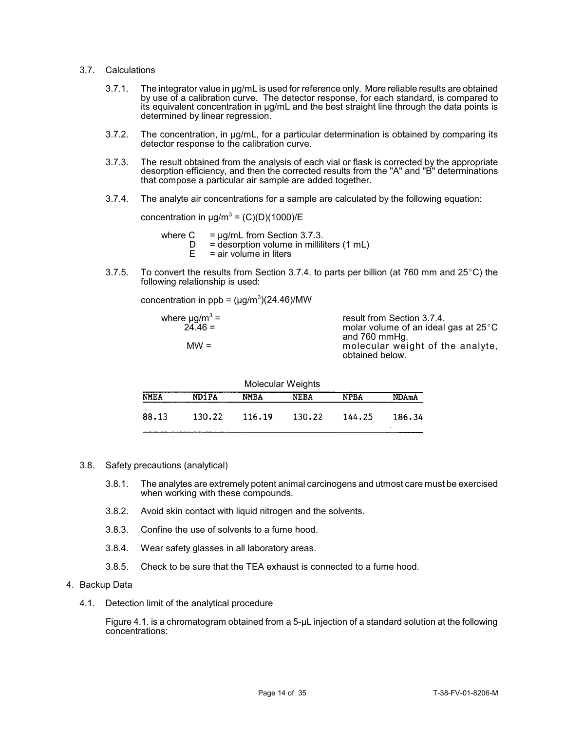## 3.7. Calculations

3.7.1. The integrator value in µg/mL is used for reference only. More reliable results are obtained by use of a calibration curve. The detector response, for each standard, is compared to its equivalent concentration in µg/mL and the best straight line through the data points is determined by linear regression.

3.7.2. The concentration, in µg/mL, for a particular determination is obtained by comparing its detector response to the calibration curve.

3.7.3. The result obtained from the analysis of each vial or flask is corrected by the appropriate desorption efficiency, and then the corrected results from the "A" and "B" determinations that compose a particular air sample are added together.

3.7.4. The analyte air concentrations for a sample are calculated by the following equation:

concentration in µg/m$^3$ = (C)(D)(1000)/E

where C = µg/mL from Section 3.7.3.
D = desorption volume in milliliters (1 mL)
E = air volume in liters

3.7.5. To convert the results from Section 3.7.4. to parts per billion (at 760 mm and 25°C) the following relationship is used:

concentration in ppb = (µg/m$^3$)(24.46)/MW

where µg/m$^3$ = result from Section 3.7.4.
24.46 = molar volume of an ideal gas at 25°C and 760 mmHg.
MW = molecular weight of the analyte, obtained below.

Molecular Weights

| NMEA | NDiPA | NMBA | NEBA | NPBA | NDAmA |
|---|---|---|---|---|---|
| 88.13 | 130.22 | 116.19 | 130.22 | 144.25 | 186.34 |

## 3.8. Safety precautions (analytical)

3.8.1. The analytes are extremely potent animal carcinogens and utmost care must be exercised when working with these compounds.

3.8.2. Avoid skin contact with liquid nitrogen and the solvents.

3.8.3. Confine the use of solvents to a fume hood.

3.8.4. Wear safety glasses in all laboratory areas.

3.8.5. Check to be sure that the TEA exhaust is connected to a fume hood.

# 4. Backup Data

## 4.1. Detection limit of the analytical procedure

Figure 4.1. is a chromatogram obtained from a 5-µL injection of a standard solution at the following concentrations: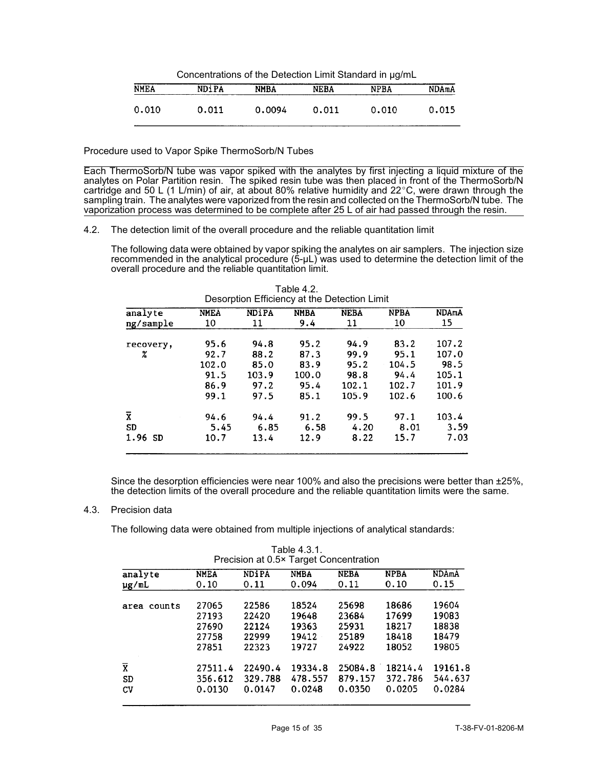Concentrations of the Detection Limit Standard in µg/mL

| NMEA | NDiPA | NMBA | NEBA | NPBA | NDAmA |
|---|---|---|---|---|---|
| 0.010 | 0.011 | 0.0094 | 0.011 | 0.010 | 0.015 |

Procedure used to Vapor Spike ThermoSorb/N Tubes

Each ThermoSorb/N tube was vapor spiked with the analytes by first injecting a liquid mixture of the analytes on Polar Partition resin. The spiked resin tube was then placed in front of the ThermoSorb/N cartridge and 50 L (1 L/min) of air, at about 80% relative humidity and 22°C, were drawn through the sampling train. The analytes were vaporized from the resin and collected on the ThermoSorb/N tube. The vaporization process was determined to be complete after 25 L of air had passed through the resin.

4.2. The detection limit of the overall procedure and the reliable quantitation limit

The following data were obtained by vapor spiking the analytes on air samplers. The injection size recommended in the analytical procedure (5-µL) was used to determine the detection limit of the overall procedure and the reliable quantitation limit.

Table 4.2.
Desorption Efficiency at the Detection Limit

| analyte | NMEA | NDiPA | NMBA | NEBA | NPBA | NDAmA |
|---|---|---|---|---|---|---|
| ng/sample | 10 | 11 | 9.4 | 11 | 10 | 15 |
| recovery, | 95.6 | 94.8 | 95.2 | 94.9 | 83.2 | 107.2 |
| % | 92.7 | 88.2 | 87.3 | 99.9 | 95.1 | 107.0 |
| | 102.0 | 85.0 | 83.9 | 95.2 | 104.5 | 98.5 |
| | 91.5 | 103.9 | 100.0 | 98.8 | 94.4 | 105.1 |
| | 86.9 | 97.2 | 95.4 | 102.1 | 102.7 | 101.9 |
| | 99.1 | 97.5 | 85.1 | 105.9 | 102.6 | 100.6 |
| $\bar{X}$ | 94.6 | 94.4 | 91.2 | 99.5 | 97.1 | 103.4 |
| SD | 5.45 | 6.85 | 6.58 | 4.20 | 8.01 | 3.59 |
| 1.96 SD | 10.7 | 13.4 | 12.9 | 8.22 | 15.7 | 7.03 |

Since the desorption efficiencies were near 100% and also the precisions were better than ±25%, the detection limits of the overall procedure and the reliable quantitation limits were the same.

4.3. Precision data

The following data were obtained from multiple injections of analytical standards:

Table 4.3.1.
Precision at 0.5× Target Concentration

| analyte | NMEA | NDiPA | NMBA | NEBA | NPBA | NDAmA |
|---|---|---|---|---|---|---|
| µg/mL | 0.10 | 0.11 | 0.094 | 0.11 | 0.10 | 0.15 |
| area counts | 27065 | 22586 | 18524 | 25698 | 18686 | 19604 |
| | 27193 | 22420 | 19648 | 23684 | 17699 | 19083 |
| | 27690 | 22124 | 19363 | 25931 | 18217 | 18838 |
| | 27758 | 22999 | 19412 | 25189 | 18418 | 18479 |
| | 27851 | 22323 | 19727 | 24922 | 18052 | 19805 |
| $\bar{X}$ | 27511.4 | 22490.4 | 19334.8 | 25084.8 | 18214.4 | 19161.8 |
| SD | 356.612 | 329.788 | 478.557 | 879.157 | 372.786 | 544.637 |
| CV | 0.0130 | 0.0147 | 0.0248 | 0.0350 | 0.0205 | 0.0284 |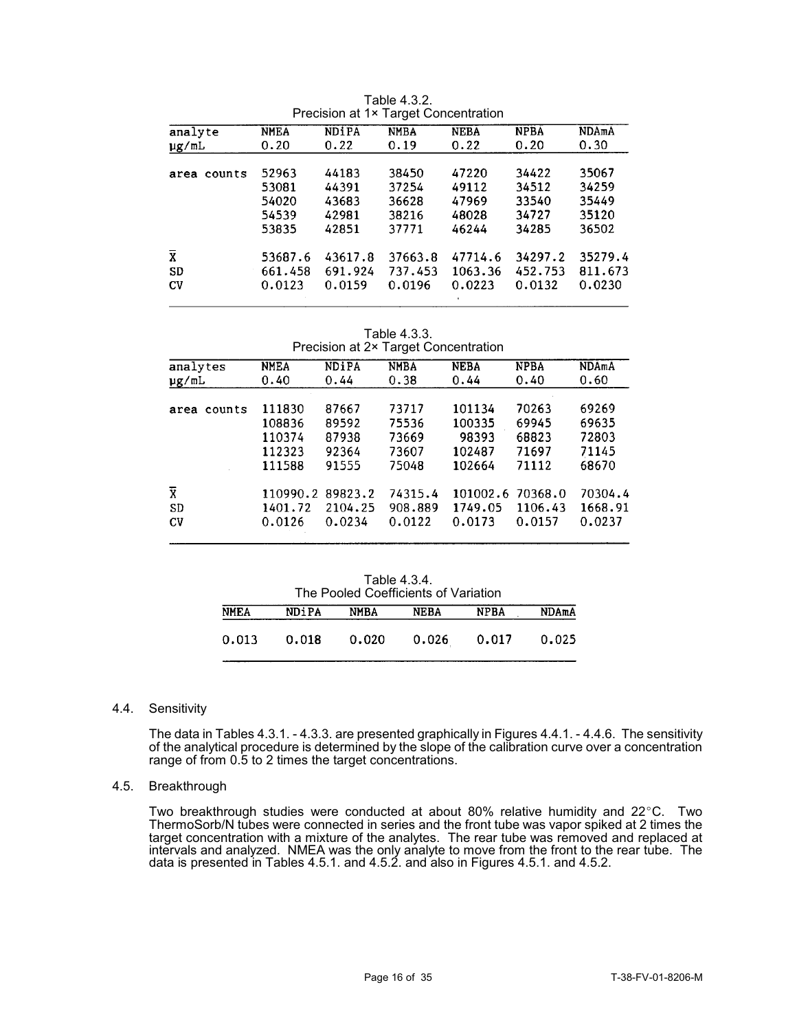Table 4.3.2.
Precision at 1× Target Concentration

| analyte | NMEA | NDiPA | NMBA | NEBA | NPBA | NDAmA |
|---|---|---|---|---|---|---|
| μg/mL | 0.20 | 0.22 | 0.19 | 0.22 | 0.20 | 0.30 |
| area counts | 52963 | 44183 | 38450 | 47220 | 34422 | 35067 |
| | 53081 | 44391 | 37254 | 49112 | 34512 | 34259 |
| | 54020 | 43683 | 36628 | 47969 | 33540 | 35449 |
| | 54539 | 42981 | 38216 | 48028 | 34727 | 35120 |
| | 53835 | 42851 | 37771 | 46244 | 34285 | 36502 |
| $\bar{X}$ | 53687.6 | 43617.8 | 37663.8 | 47714.6 | 34297.2 | 35279.4 |
| SD | 661.458 | 691.924 | 737.453 | 1063.36 | 452.753 | 811.673 |
| CV | 0.0123 | 0.0159 | 0.0196 | 0.0223 | 0.0132 | 0.0230 |

Table 4.3.3.
Precision at 2× Target Concentration

| analytes | NMEA | NDiPA | NMBA | NEBA | NPBA | NDAmA |
|---|---|---|---|---|---|---|
| μg/mL | 0.40 | 0.44 | 0.38 | 0.44 | 0.40 | 0.60 |
| area counts | 111830 | 87667 | 73717 | 101134 | 70263 | 69269 |
| | 108836 | 89592 | 75536 | 100335 | 69945 | 69635 |
| | 110374 | 87938 | 73669 | 98393 | 68823 | 72803 |
| | 112323 | 92364 | 73607 | 102487 | 71697 | 71145 |
| | 111588 | 91555 | 75048 | 102664 | 71112 | 68670 |
| $\bar{X}$ | 110990.2 | 89823.2 | 74315.4 | 101002.6 | 70368.0 | 70304.4 |
| SD | 1401.72 | 2104.25 | 908.889 | 1749.05 | 1106.43 | 1668.91 |
| CV | 0.0126 | 0.0234 | 0.0122 | 0.0173 | 0.0157 | 0.0237 |

Table 4.3.4.
The Pooled Coefficients of Variation

| NMEA | NDiPA | NMBA | NEBA | NPBA | NDAmA |
|---|---|---|---|---|---|
| 0.013 | 0.018 | 0.020 | 0.026 | 0.017 | 0.025 |

4.4. Sensitivity

The data in Tables 4.3.1. - 4.3.3. are presented graphically in Figures 4.4.1. - 4.4.6. The sensitivity of the analytical procedure is determined by the slope of the calibration curve over a concentration range of from 0.5 to 2 times the target concentrations.

4.5. Breakthrough

Two breakthrough studies were conducted at about 80% relative humidity and 22°C. Two ThermoSorb/N tubes were connected in series and the front tube was vapor spiked at 2 times the target concentration with a mixture of the analytes. The rear tube was removed and replaced at intervals and analyzed. NMEA was the only analyte to move from the front to the rear tube. The data is presented in Tables 4.5.1. and 4.5.2. and also in Figures 4.5.1. and 4.5.2.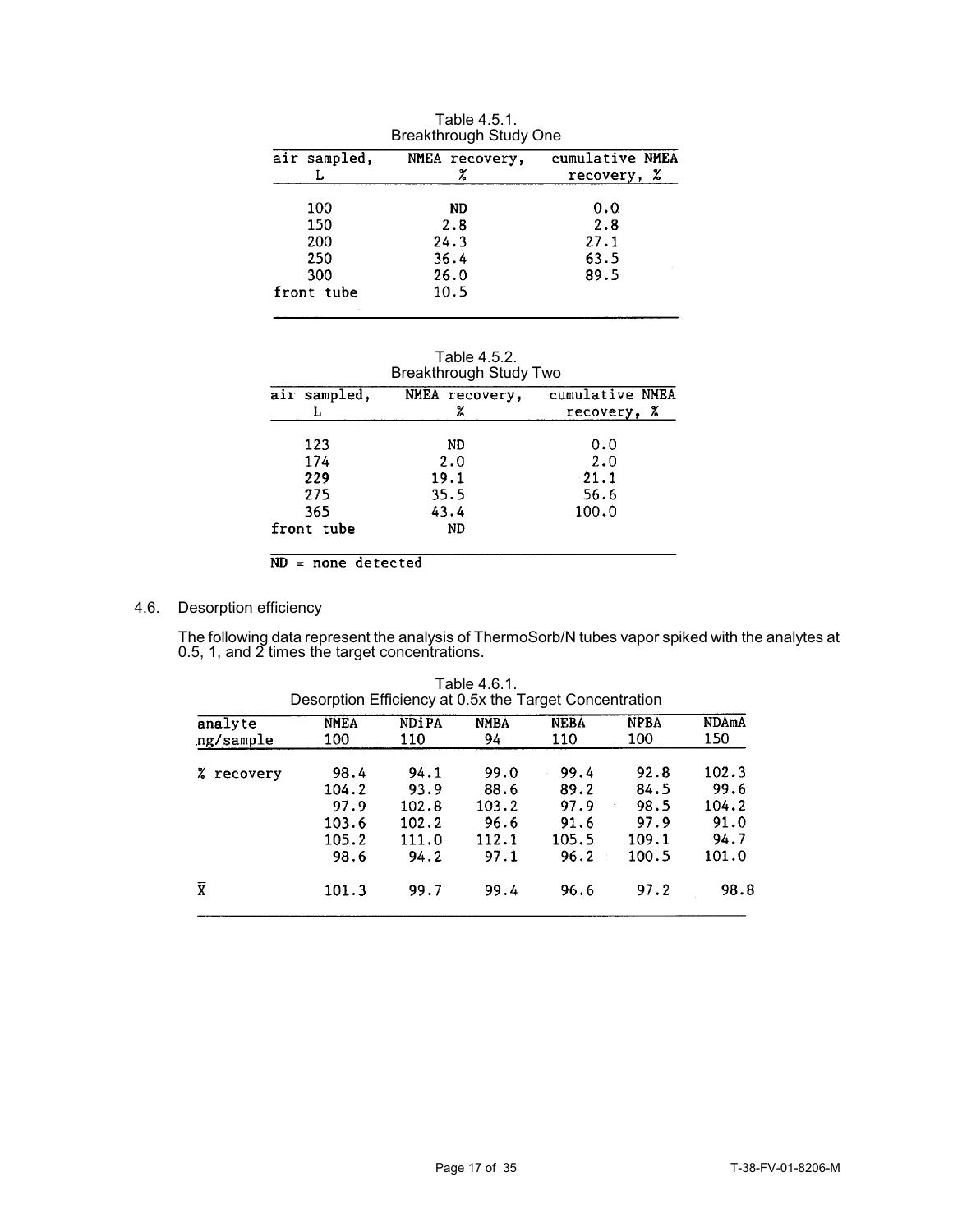Table 4.5.1.
Breakthrough Study One

| air sampled, L | NMEA recovery, % | cumulative NMEA recovery, % |
|---|---|---|
| 100 | ND | 0.0 |
| 150 | 2.8 | 2.8 |
| 200 | 24.3 | 27.1 |
| 250 | 36.4 | 63.5 |
| 300 | 26.0 | 89.5 |
| front tube | 10.5 | |

Table 4.5.2.
Breakthrough Study Two

| air sampled, L | NMEA recovery, % | cumulative NMEA recovery, % |
|---|---|---|
| 123 | ND | 0.0 |
| 174 | 2.0 | 2.0 |
| 229 | 19.1 | 21.1 |
| 275 | 35.5 | 56.6 |
| 365 | 43.4 | 100.0 |
| front tube | ND | |

ND = none detected

## 4.6. Desorption efficiency

The following data represent the analysis of ThermoSorb/N tubes vapor spiked with the analytes at 0.5, 1, and 2 times the target concentrations.

Table 4.6.1.
Desorption Efficiency at 0.5x the Target Concentration

| analyte | NMEA | NDiPA | NMBA | NEBA | NPBA | NDAmA |
|---|---|---|---|---|---|---|
| ng/sample | 100 | 110 | 94 | 110 | 100 | 150 |
| % recovery | 98.4 | 94.1 | 99.0 | 99.4 | 92.8 | 102.3 |
| | 104.2 | 93.9 | 88.6 | 89.2 | 84.5 | 99.6 |
| | 97.9 | 102.8 | 103.2 | 97.9 | 98.5 | 104.2 |
| | 103.6 | 102.2 | 96.6 | 91.6 | 97.9 | 91.0 |
| | 105.2 | 111.0 | 112.1 | 105.5 | 109.1 | 94.7 |
| | 98.6 | 94.2 | 97.1 | 96.2 | 100.5 | 101.0 |
| $\bar{X}$ | 101.3 | 99.7 | 99.4 | 96.6 | 97.2 | 98.8 |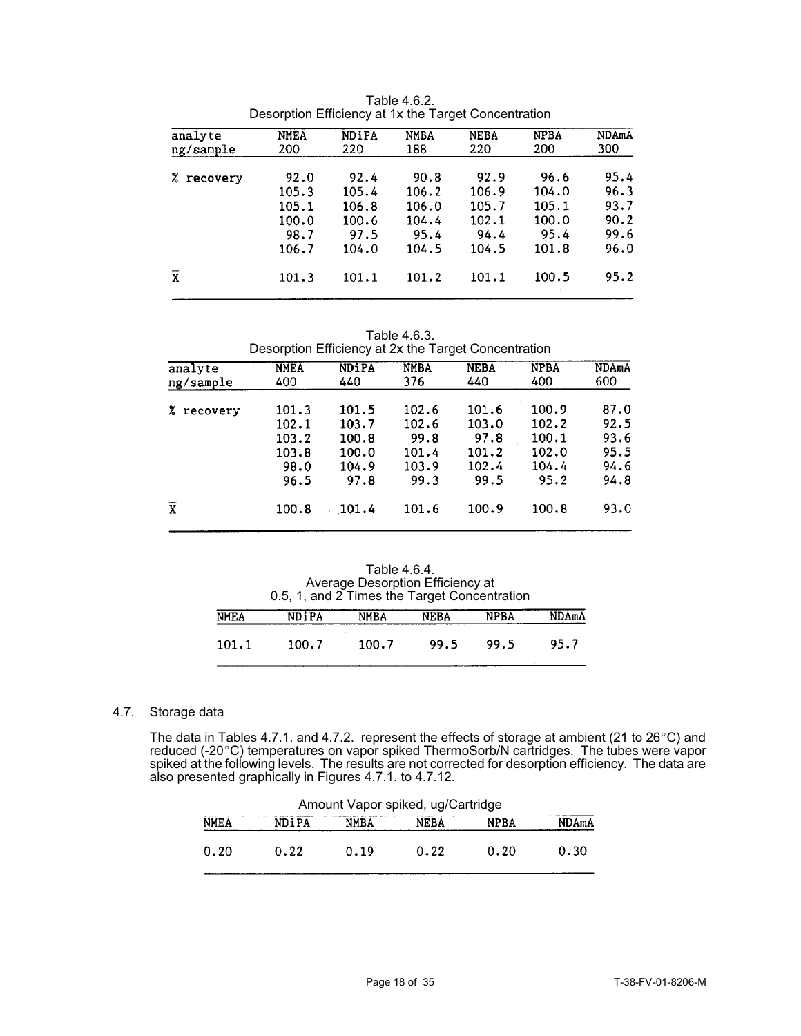Table 4.6.2.
Desorption Efficiency at 1x the Target Concentration

| analyte<br>ng/sample | NMEA<br>200 | NDiPA<br>220 | NMBA<br>188 | NEBA<br>220 | NPBA<br>200 | NDAmA<br>300 |
|---|---|---|---|---|---|---|
| % recovery | 92.0 | 92.4 | 90.8 | 92.9 | 96.6 | 95.4 |
| | 105.3 | 105.4 | 106.2 | 106.9 | 104.0 | 96.3 |
| | 105.1 | 106.8 | 106.0 | 105.7 | 105.1 | 93.7 |
| | 100.0 | 100.6 | 104.4 | 102.1 | 100.0 | 90.2 |
| | 98.7 | 97.5 | 95.4 | 94.4 | 95.4 | 99.6 |
| | 106.7 | 104.0 | 104.5 | 104.5 | 101.8 | 96.0 |
| $\overline{X}$ | 101.3 | 101.1 | 101.2 | 101.1 | 100.5 | 95.2 |

Table 4.6.3.
Desorption Efficiency at 2x the Target Concentration

| analyte<br>ng/sample | NMEA<br>400 | NDiPA<br>440 | NMBA<br>376 | NEBA<br>440 | NPBA<br>400 | NDAmA<br>600 |
|---|---|---|---|---|---|---|
| % recovery | 101.3 | 101.5 | 102.6 | 101.6 | 100.9 | 87.0 |
| | 102.1 | 103.7 | 102.6 | 103.0 | 102.2 | 92.5 |
| | 103.2 | 100.8 | 99.8 | 97.8 | 100.1 | 93.6 |
| | 103.8 | 100.0 | 101.4 | 101.2 | 102.0 | 95.5 |
| | 98.0 | 104.9 | 103.9 | 102.4 | 104.4 | 94.6 |
| | 96.5 | 97.8 | 99.3 | 99.5 | 95.2 | 94.8 |
| $\overline{X}$ | 100.8 | 101.4 | 101.6 | 100.9 | 100.8 | 93.0 |

Table 4.6.4.
Average Desorption Efficiency at
0.5, 1, and 2 Times the Target Concentration

| NMEA | NDiPA | NMBA | NEBA | NPBA | NDAmA |
|---|---|---|---|---|---|
| 101.1 | 100.7 | 100.7 | 99.5 | 99.5 | 95.7 |

## 4.7. Storage data

The data in Tables 4.7.1. and 4.7.2. represent the effects of storage at ambient (21 to 26°C) and reduced (-20°C) temperatures on vapor spiked ThermoSorb/N cartridges. The tubes were vapor spiked at the following levels. The results are not corrected for desorption efficiency. The data are also presented graphically in Figures 4.7.1. to 4.7.12.

Amount Vapor spiked, ug/Cartridge

| NMEA | NDiPA | NMBA | NEBA | NPBA | NDAmA |
|---|---|---|---|---|---|
| 0.20 | 0.22 | 0.19 | 0.22 | 0.20 | 0.30 |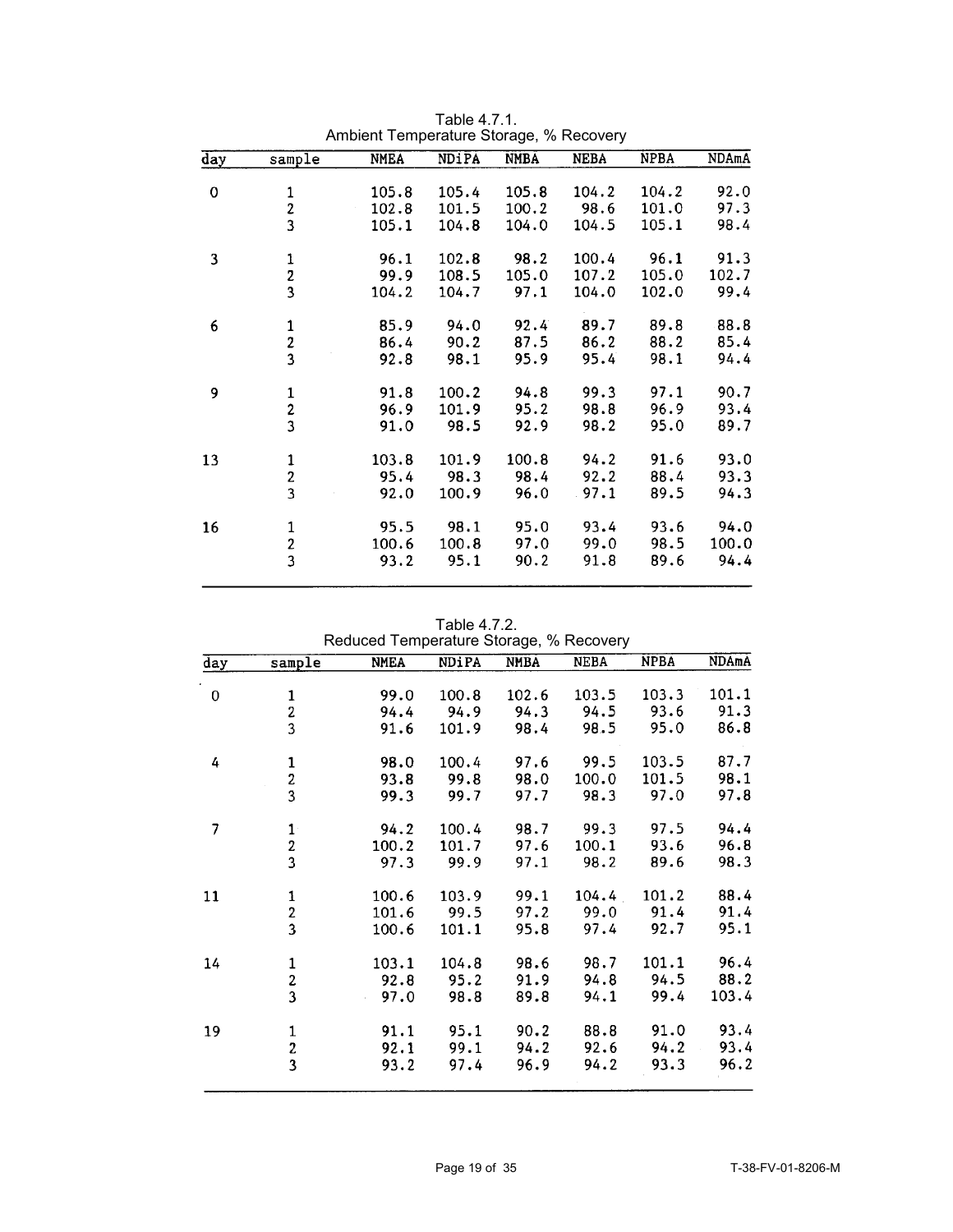Table 4.7.1.
Ambient Temperature Storage, % Recovery

| day | sample | NMEA | NDiPA | NMBA | NEBA | NPBA | NDAmA |
|---|---|---|---|---|---|---|---|
| 0 | 1 | 105.8 | 105.4 | 105.8 | 104.2 | 104.2 | 92.0 |
| | 2 | 102.8 | 101.5 | 100.2 | 98.6 | 101.0 | 97.3 |
| | 3 | 105.1 | 104.8 | 104.0 | 104.5 | 105.1 | 98.4 |
| 3 | 1 | 96.1 | 102.8 | 98.2 | 100.4 | 96.1 | 91.3 |
| | 2 | 99.9 | 108.5 | 105.0 | 107.2 | 105.0 | 102.7 |
| | 3 | 104.2 | 104.7 | 97.1 | 104.0 | 102.0 | 99.4 |
| 6 | 1 | 85.9 | 94.0 | 92.4 | 89.7 | 89.8 | 88.8 |
| | 2 | 86.4 | 90.2 | 87.5 | 86.2 | 88.2 | 85.4 |
| | 3 | 92.8 | 98.1 | 95.9 | 95.4 | 98.1 | 94.4 |
| 9 | 1 | 91.8 | 100.2 | 94.8 | 99.3 | 97.1 | 90.7 |
| | 2 | 96.9 | 101.9 | 95.2 | 98.8 | 96.9 | 93.4 |
| | 3 | 91.0 | 98.5 | 92.9 | 98.2 | 95.0 | 89.7 |
| 13 | 1 | 103.8 | 101.9 | 100.8 | 94.2 | 91.6 | 93.0 |
| | 2 | 95.4 | 98.3 | 98.4 | 92.2 | 88.4 | 93.3 |
| | 3 | 92.0 | 100.9 | 96.0 | 97.1 | 89.5 | 94.3 |
| 16 | 1 | 95.5 | 98.1 | 95.0 | 93.4 | 93.6 | 94.0 |
| | 2 | 100.6 | 100.8 | 97.0 | 99.0 | 98.5 | 100.0 |
| | 3 | 93.2 | 95.1 | 90.2 | 91.8 | 89.6 | 94.4 |

Table 4.7.2.
Reduced Temperature Storage, % Recovery

| day | sample | NMEA | NDiPA | NMBA | NEBA | NPBA | NDAmA |
|---|---|---|---|---|---|---|---|
| 0 | 1 | 99.0 | 100.8 | 102.6 | 103.5 | 103.3 | 101.1 |
| | 2 | 94.4 | 94.9 | 94.3 | 94.5 | 93.6 | 91.3 |
| | 3 | 91.6 | 101.9 | 98.4 | 98.5 | 95.0 | 86.8 |
| 4 | 1 | 98.0 | 100.4 | 97.6 | 99.5 | 103.5 | 87.7 |
| | 2 | 93.8 | 99.8 | 98.0 | 100.0 | 101.5 | 98.1 |
| | 3 | 99.3 | 99.7 | 97.7 | 98.3 | 97.0 | 97.8 |
| 7 | 1 | 94.2 | 100.4 | 98.7 | 99.3 | 97.5 | 94.4 |
| | 2 | 100.2 | 101.7 | 97.6 | 100.1 | 93.6 | 96.8 |
| | 3 | 97.3 | 99.9 | 97.1 | 98.2 | 89.6 | 98.3 |
| 11 | 1 | 100.6 | 103.9 | 99.1 | 104.4 | 101.2 | 88.4 |
| | 2 | 101.6 | 99.5 | 97.2 | 99.0 | 91.4 | 91.4 |
| | 3 | 100.6 | 101.1 | 95.8 | 97.4 | 92.7 | 95.1 |
| 14 | 1 | 103.1 | 104.8 | 98.6 | 98.7 | 101.1 | 96.4 |
| | 2 | 92.8 | 95.2 | 91.9 | 94.8 | 94.5 | 88.2 |
| | 3 | 97.0 | 98.8 | 89.8 | 94.1 | 99.4 | 103.4 |
| 19 | 1 | 91.1 | 95.1 | 90.2 | 88.8 | 91.0 | 93.4 |
| | 2 | 92.1 | 99.1 | 94.2 | 92.6 | 94.2 | 93.4 |
| | 3 | 93.2 | 97.4 | 96.9 | 94.2 | 93.3 | 96.2 |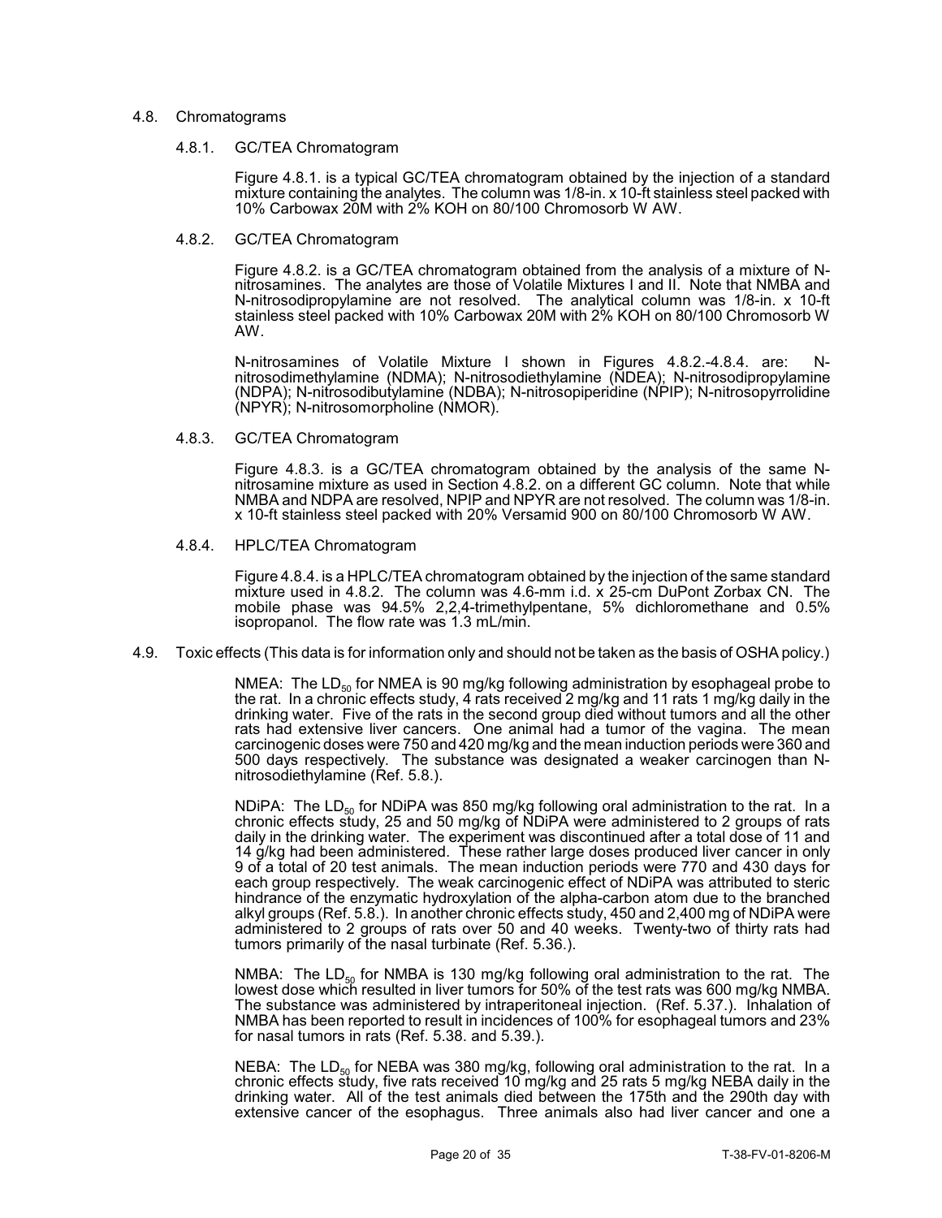## 4.8. Chromatograms

### 4.8.1. GC/TEA Chromatogram

Figure 4.8.1. is a typical GC/TEA chromatogram obtained by the injection of a standard mixture containing the analytes. The column was 1/8-in. x 10-ft stainless steel packed with 10% Carbowax 20M with 2% KOH on 80/100 Chromosorb W AW.

### 4.8.2. GC/TEA Chromatogram

Figure 4.8.2. is a GC/TEA chromatogram obtained from the analysis of a mixture of N-nitrosamines. The analytes are those of Volatile Mixtures I and II. Note that NMBA and N-nitrosodipropylamine are not resolved. The analytical column was 1/8-in. x 10-ft stainless steel packed with 10% Carbowax 20M with 2% KOH on 80/100 Chromosorb W AW.

N-nitrosamines of Volatile Mixture I shown in Figures 4.8.2.-4.8.4. are: N-nitrosodimethylamine (NDMA); N-nitrosodiethylamine (NDEA); N-nitrosodipropylamine (NDPA); N-nitrosodibutylamine (NDBA); N-nitrosopiperidine (NPIP); N-nitrosopyrrolidine (NPYR); N-nitrosomorpholine (NMOR).

### 4.8.3. GC/TEA Chromatogram

Figure 4.8.3. is a GC/TEA chromatogram obtained by the analysis of the same N-nitrosamine mixture as used in Section 4.8.2. on a different GC column. Note that while NMBA and NDPA are resolved, NPIP and NPYR are not resolved. The column was 1/8-in. x 10-ft stainless steel packed with 20% Versamid 900 on 80/100 Chromosorb W AW.

### 4.8.4. HPLC/TEA Chromatogram

Figure 4.8.4. is a HPLC/TEA chromatogram obtained by the injection of the same standard mixture used in 4.8.2. The column was 4.6-mm i.d. x 25-cm DuPont Zorbax CN. The mobile phase was 94.5% 2,2,4-trimethylpentane, 5% dichloromethane and 0.5% isopropanol. The flow rate was 1.3 mL/min.

## 4.9. Toxic effects (This data is for information only and should not be taken as the basis of OSHA policy.)

NMEA: The $LD_{50}$ for NMEA is 90 mg/kg following administration by esophageal probe to the rat. In a chronic effects study, 4 rats received 2 mg/kg and 11 rats 1 mg/kg daily in the drinking water. Five of the rats in the second group died without tumors and all the other rats had extensive liver cancers. One animal had a tumor of the vagina. The mean carcinogenic doses were 750 and 420 mg/kg and the mean induction periods were 360 and 500 days respectively. The substance was designated a weaker carcinogen than N-nitrosodiethylamine (Ref. 5.8.).

NDiPA: The $LD_{50}$ for NDiPA was 850 mg/kg following oral administration to the rat. In a chronic effects study, 25 and 50 mg/kg of NDiPA were administered to 2 groups of rats daily in the drinking water. The experiment was discontinued after a total dose of 11 and 14 g/kg had been administered. These rather large doses produced liver cancer in only 9 of a total of 20 test animals. The mean induction periods were 770 and 430 days for each group respectively. The weak carcinogenic effect of NDiPA was attributed to steric hindrance of the enzymatic hydroxylation of the alpha-carbon atom due to the branched alkyl groups (Ref. 5.8.). In another chronic effects study, 450 and 2,400 mg of NDiPA were administered to 2 groups of rats over 50 and 40 weeks. Twenty-two of thirty rats had tumors primarily of the nasal turbinate (Ref. 5.36.).

NMBA: The $LD_{50}$ for NMBA is 130 mg/kg following oral administration to the rat. The lowest dose which resulted in liver tumors for 50% of the test rats was 600 mg/kg NMBA. The substance was administered by intraperitoneal injection. (Ref. 5.37.). Inhalation of NMBA has been reported to result in incidences of 100% for esophageal tumors and 23% for nasal tumors in rats (Ref. 5.38. and 5.39.).

NEBA: The $LD_{50}$ for NEBA was 380 mg/kg, following oral administration to the rat. In a chronic effects study, five rats received 10 mg/kg and 25 rats 5 mg/kg NEBA daily in the drinking water. All of the test animals died between the 175th and the 290th day with extensive cancer of the esophagus. Three animals also had liver cancer and one a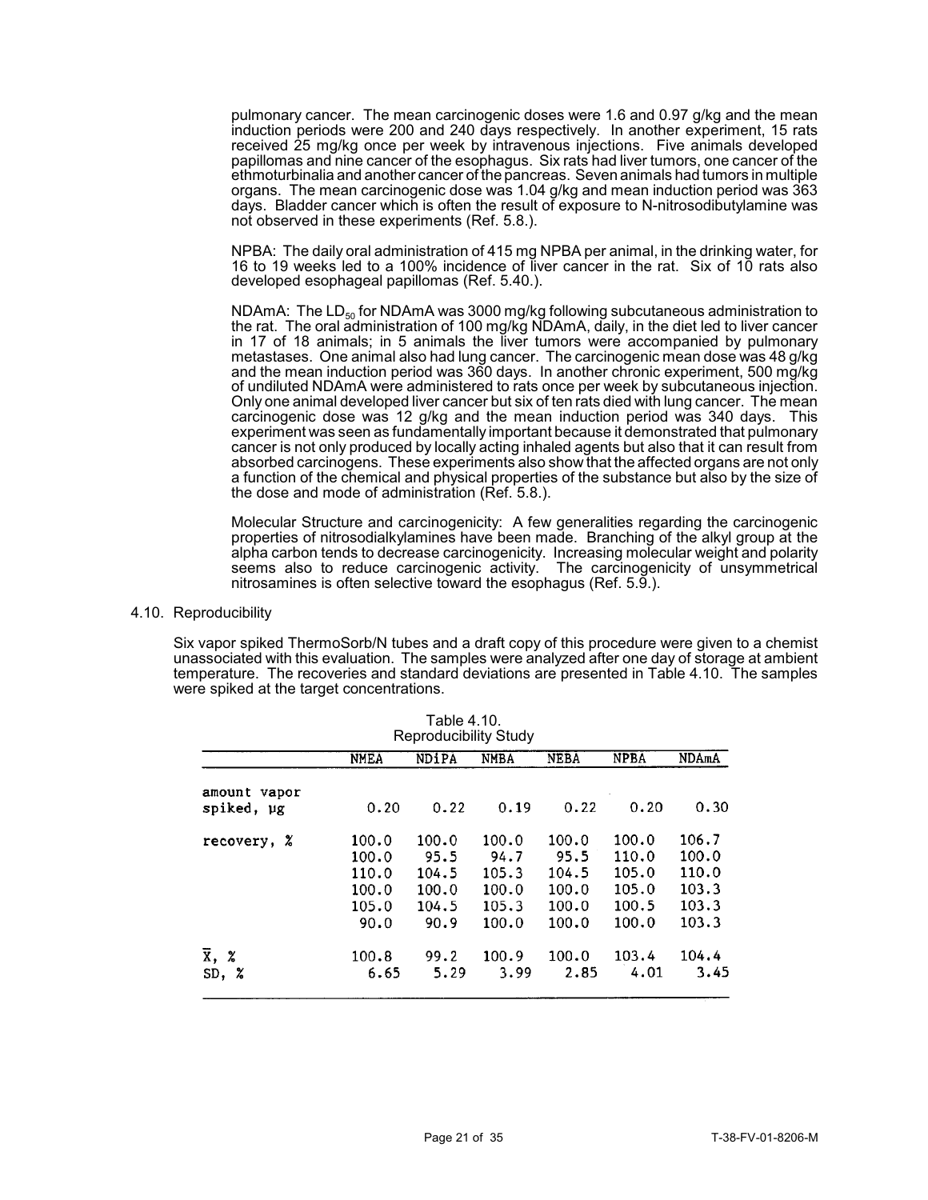pulmonary cancer. The mean carcinogenic doses were 1.6 and 0.97 g/kg and the mean induction periods were 200 and 240 days respectively. In another experiment, 15 rats received 25 mg/kg once per week by intravenous injections. Five animals developed papillomas and nine cancer of the esophagus. Six rats had liver tumors, one cancer of the ethmoturbinalia and another cancer of the pancreas. Seven animals had tumors in multiple organs. The mean carcinogenic dose was 1.04 g/kg and mean induction period was 363 days. Bladder cancer which is often the result of exposure to N-nitrosodibutylamine was not observed in these experiments (Ref. 5.8.).

NPBA: The daily oral administration of 415 mg NPBA per animal, in the drinking water, for 16 to 19 weeks led to a 100% incidence of liver cancer in the rat. Six of 10 rats also developed esophageal papillomas (Ref. 5.40.).

NDAmA: The $LD_{50}$ for NDAmA was 3000 mg/kg following subcutaneous administration to the rat. The oral administration of 100 mg/kg NDAmA, daily, in the diet led to liver cancer in 17 of 18 animals; in 5 animals the liver tumors were accompanied by pulmonary metastases. One animal also had lung cancer. The carcinogenic mean dose was 48 g/kg and the mean induction period was 360 days. In another chronic experiment, 500 mg/kg of undiluted NDAmA were administered to rats once per week by subcutaneous injection. Only one animal developed liver cancer but six of ten rats died with lung cancer. The mean carcinogenic dose was 12 g/kg and the mean induction period was 340 days. This experiment was seen as fundamentally important because it demonstrated that pulmonary cancer is not only produced by locally acting inhaled agents but also that it can result from absorbed carcinogens. These experiments also show that the affected organs are not only a function of the chemical and physical properties of the substance but also by the size of the dose and mode of administration (Ref. 5.8.).

Molecular Structure and carcinogenicity: A few generalities regarding the carcinogenic properties of nitrosodialkylamines have been made. Branching of the alkyl group at the alpha carbon tends to decrease carcinogenicity. Increasing molecular weight and polarity seems also to reduce carcinogenic activity. The carcinogenicity of unsymmetrical nitrosamines is often selective toward the esophagus (Ref. 5.9.).

## 4.10. Reproducibility

Six vapor spiked ThermoSorb/N tubes and a draft copy of this procedure were given to a chemist unassociated with this evaluation. The samples were analyzed after one day of storage at ambient temperature. The recoveries and standard deviations are presented in Table 4.10. The samples were spiked at the target concentrations.

Table 4.10.
Reproducibility Study

| | NMEA | NDiPA | NMBA | NEBA | NPBA | NDAmA |
|---|---|---|---|---|---|---|
| amount vapor spiked, µg | 0.20 | 0.22 | 0.19 | 0.22 | 0.20 | 0.30 |
| recovery, % | 100.0 | 100.0 | 100.0 | 100.0 | 100.0 | 106.7 |
| | 100.0 | 95.5 | 94.7 | 95.5 | 110.0 | 100.0 |
| | 110.0 | 104.5 | 105.3 | 104.5 | 105.0 | 110.0 |
| | 100.0 | 100.0 | 100.0 | 100.0 | 105.0 | 103.3 |
| | 105.0 | 104.5 | 105.3 | 100.0 | 100.5 | 103.3 |
| | 90.0 | 90.9 | 100.0 | 100.0 | 100.0 | 103.3 |
| $\overline{X}$, % | 100.8 | 99.2 | 100.9 | 100.0 | 103.4 | 104.4 |
| SD, % | 6.65 | 5.29 | 3.99 | 2.85 | 4.01 | 3.45 |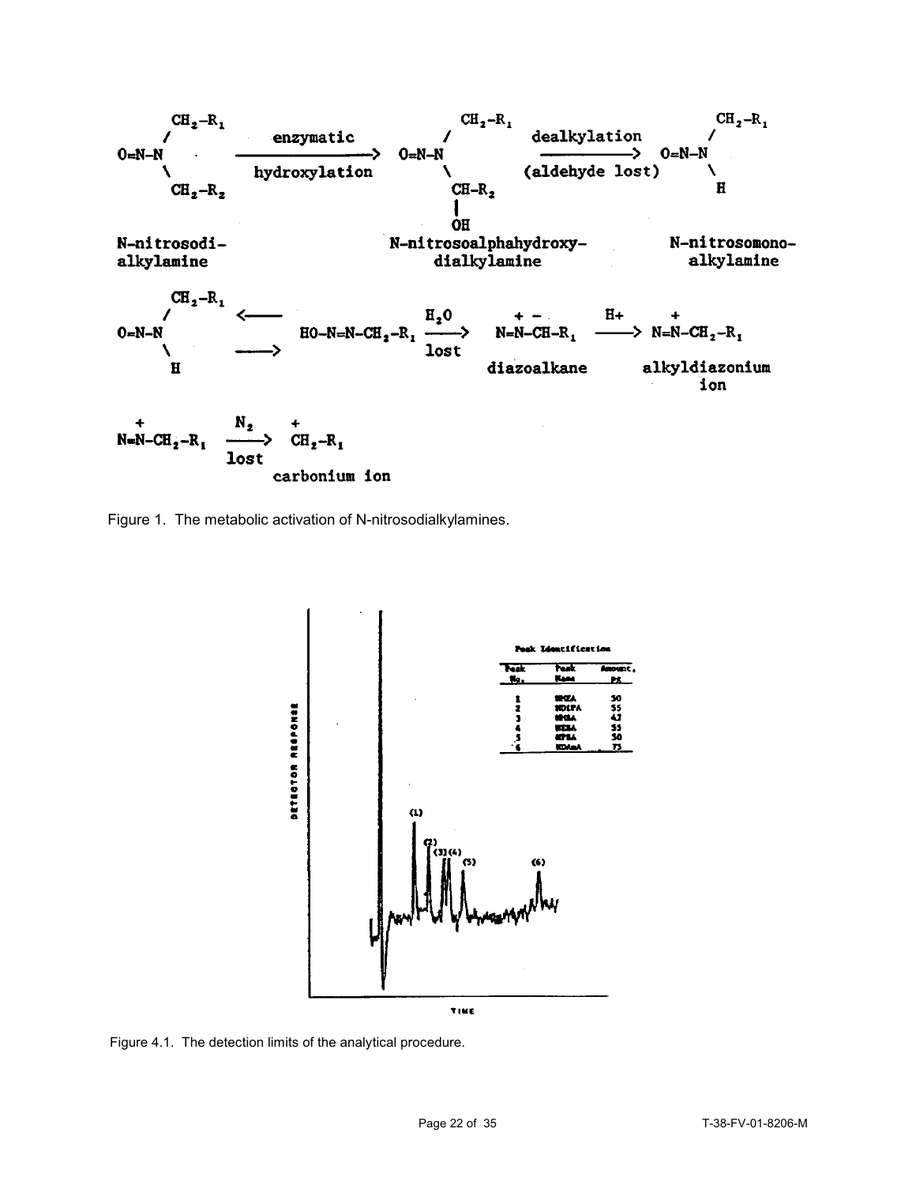```
        CH2-R1                                    CH2-R1                                     CH2-R1
       /              enzymatic                  /          dealkylation                   /
O=N-N          ----------------------->  O=N-N          ------------------->  O=N-N
       \              hydroxylation              \          (aldehyde lost)                \
        CH2-R2                                    CH-R2                                      H
                                                  |
                                                  OH

N-nitrosodi-                          N-nitrosoalphahydroxy-                        N-nitrosomono-
alkylamine                                 dialkylamine                                alkylamine

        CH2-R1
       /          <-----                          H2O          + -          H+         +
O=N-N                     HO-N=N-CH2-R1    ------->    N=N-CH-R1    ------->  N=N-CH2-R1
       \          ----->                          lost
        H                                                    diazoalkane         alkyldiazonium
                                                                                      ion

 +                  N2          +
N=N-CH2-R1     ------->     CH2-R1
                   lost
                          carbonium ion
```

Figure 1. The metabolic activation of N-nitrosodialkylamines.

Peak Identification

| Peak No. | Peak Name | Amount, pg |
|---|---|---|
| 1 | NMEA | 50 |
| 2 | NDiPA | 55 |
| 3 | NPMA | 43 |
| 4 | NEBA | 55 |
| 5 | NPBA | 50 |
| 6 | NDAmA | 75 |

Figure 4.1. The detection limits of the analytical procedure.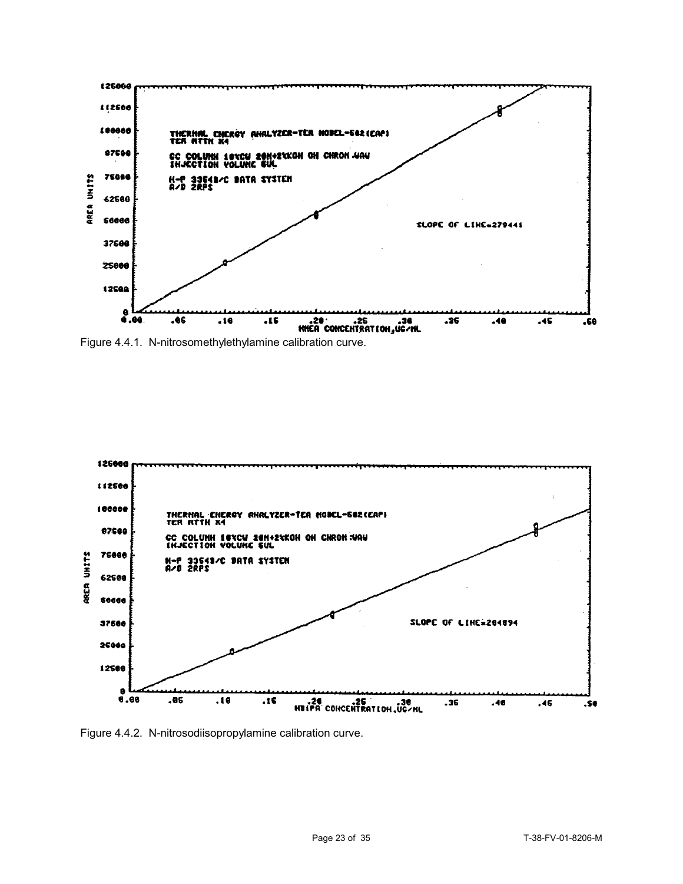Figure 4.4.1. N-nitrosomethylethylamine calibration curve.

Figure 4.4.2. N-nitrosodiisopropylamine calibration curve.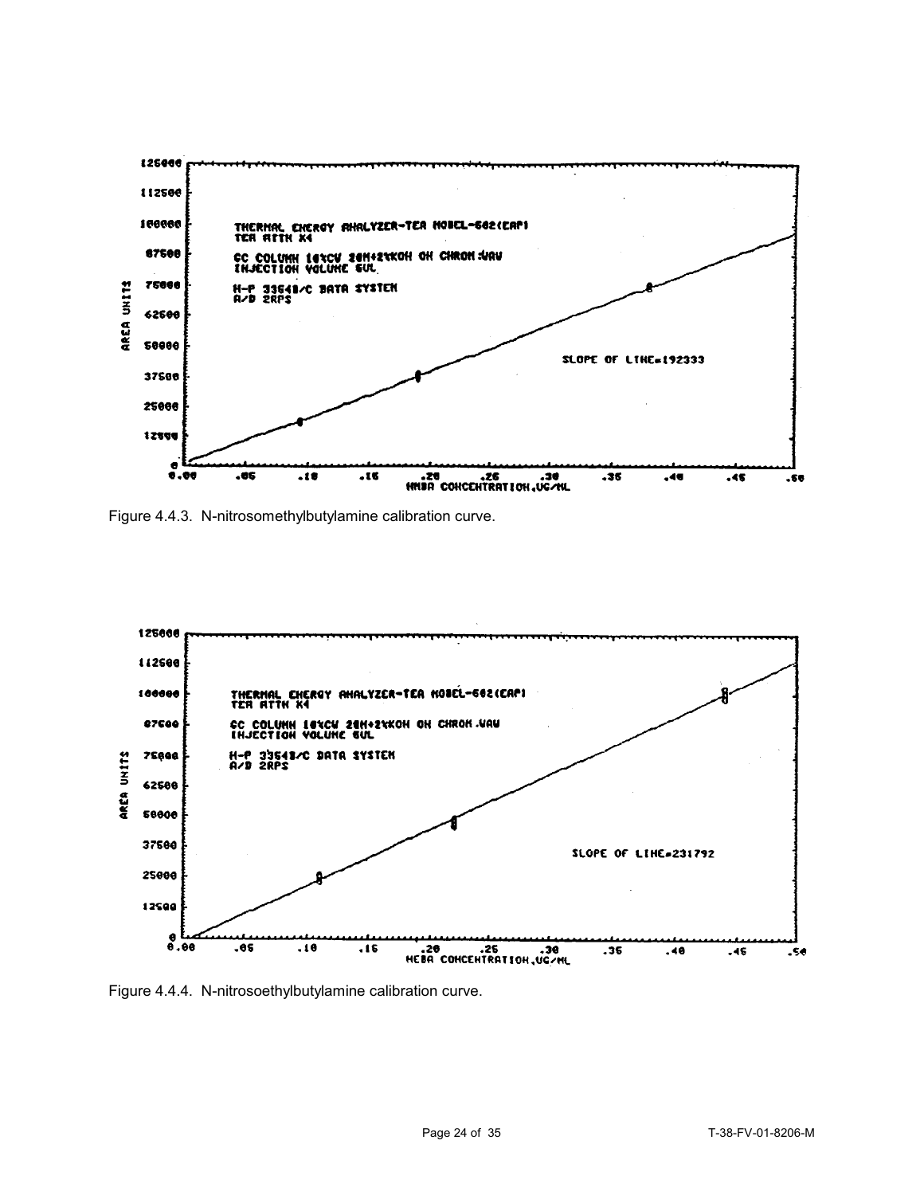Figure 4.4.3. N-nitrosomethylbutylamine calibration curve.

Figure 4.4.4. N-nitrosoethylbutylamine calibration curve.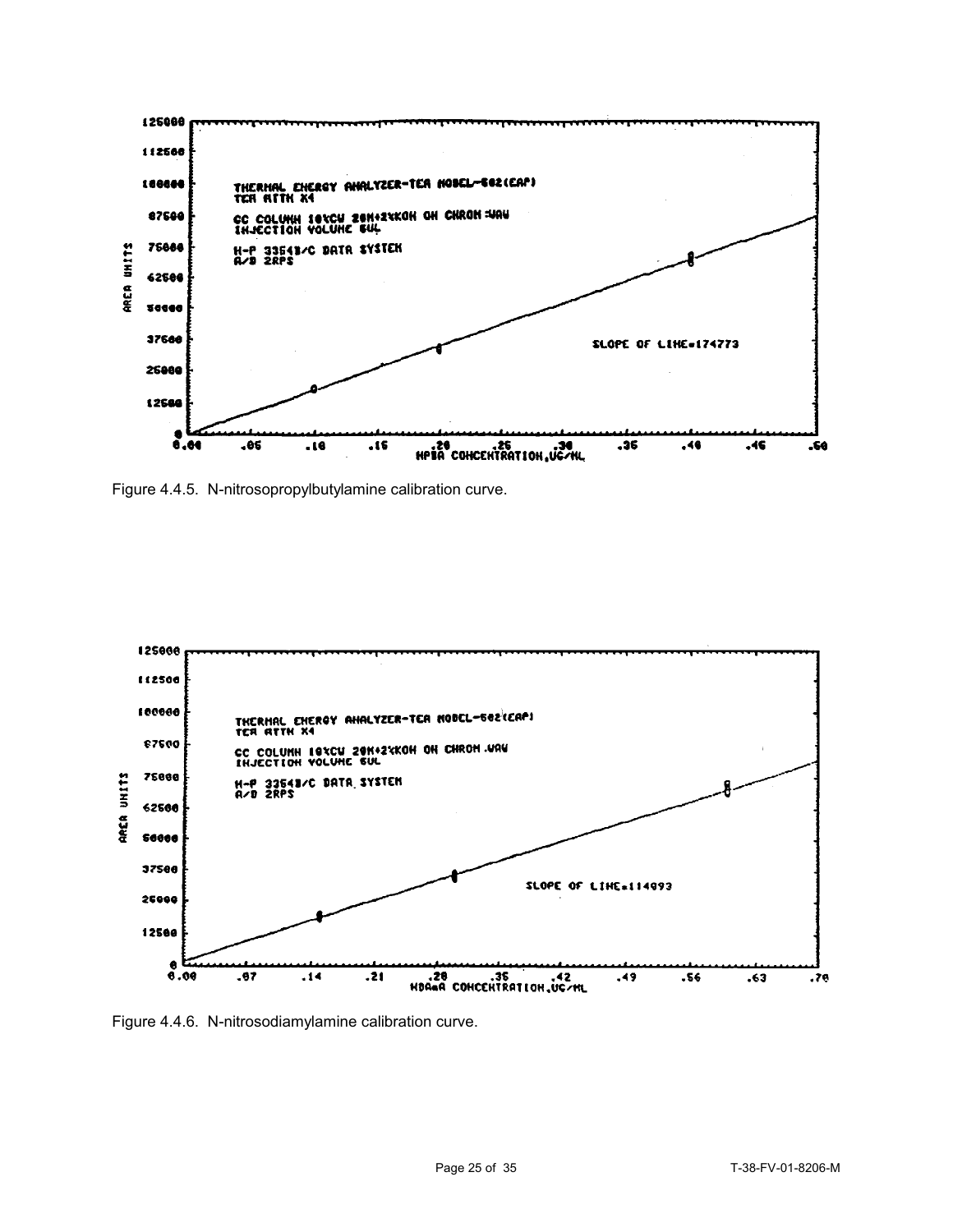Figure 4.4.5. N-nitrosopropylbutylamine calibration curve.

Figure 4.4.6. N-nitrosodiamylamine calibration curve.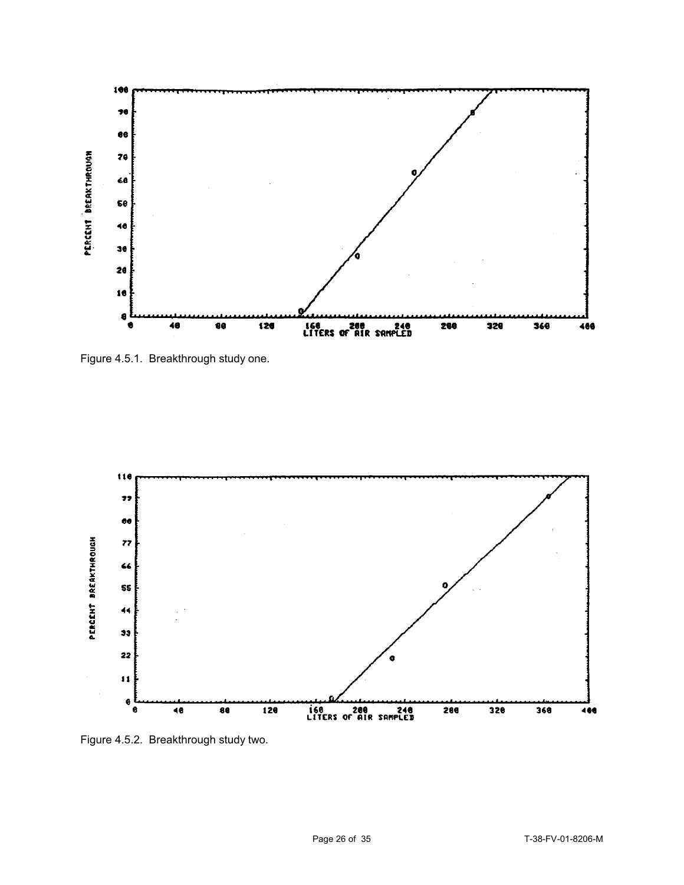Figure 4.5.1. Breakthrough study one.

Figure 4.5.2. Breakthrough study two.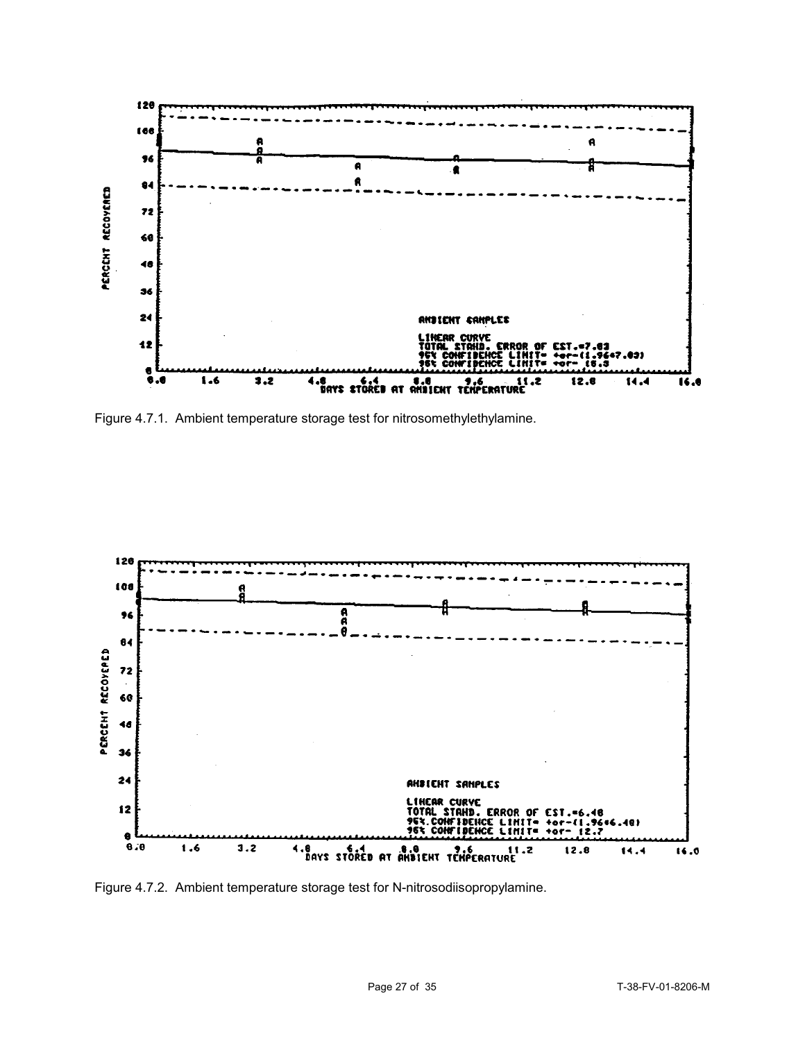Figure 4.7.1. Ambient temperature storage test for nitrosomethylethylamine.

Figure 4.7.2. Ambient temperature storage test for N-nitrosodiisopropylamine.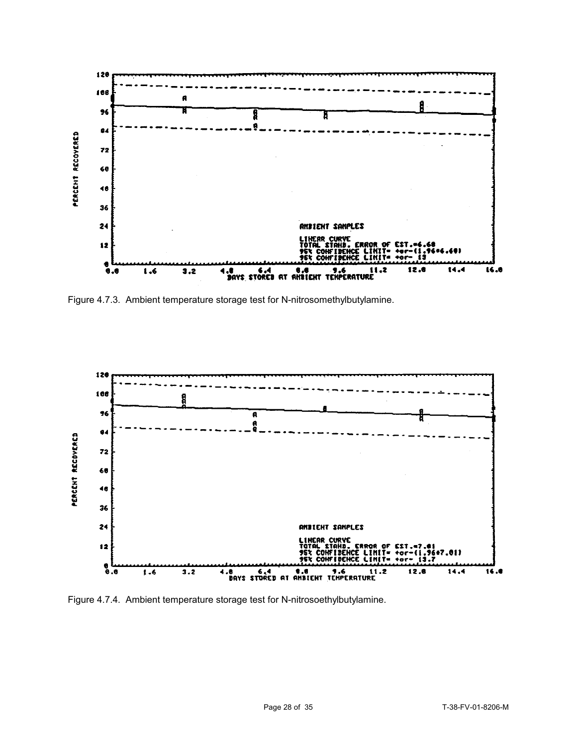Figure 4.7.3. Ambient temperature storage test for N-nitrosomethylbutylamine.

Figure 4.7.4. Ambient temperature storage test for N-nitrosoethylbutylamine.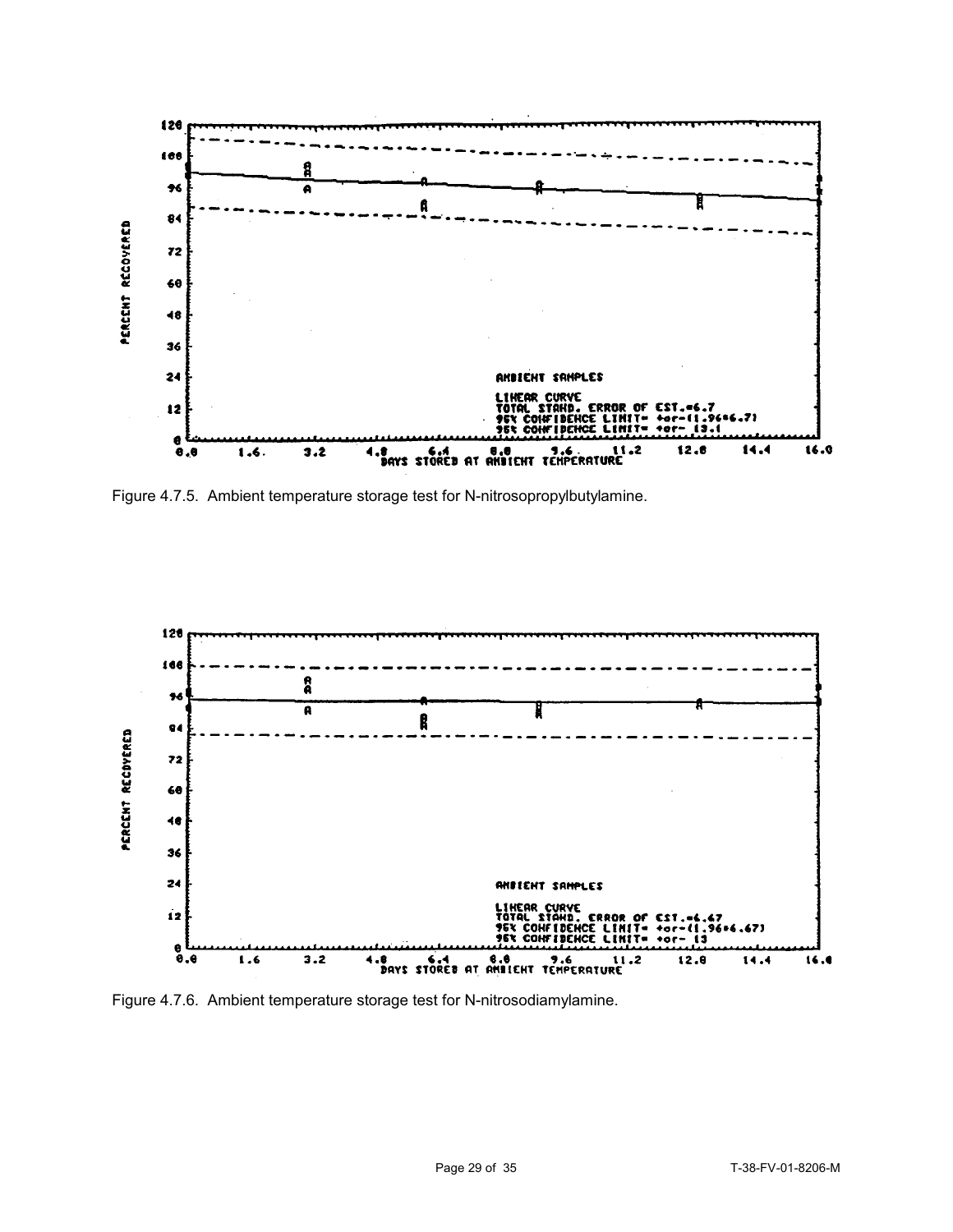Figure 4.7.5. Ambient temperature storage test for N-nitrosopropylbutylamine.

Figure 4.7.6. Ambient temperature storage test for N-nitrosodiamylamine.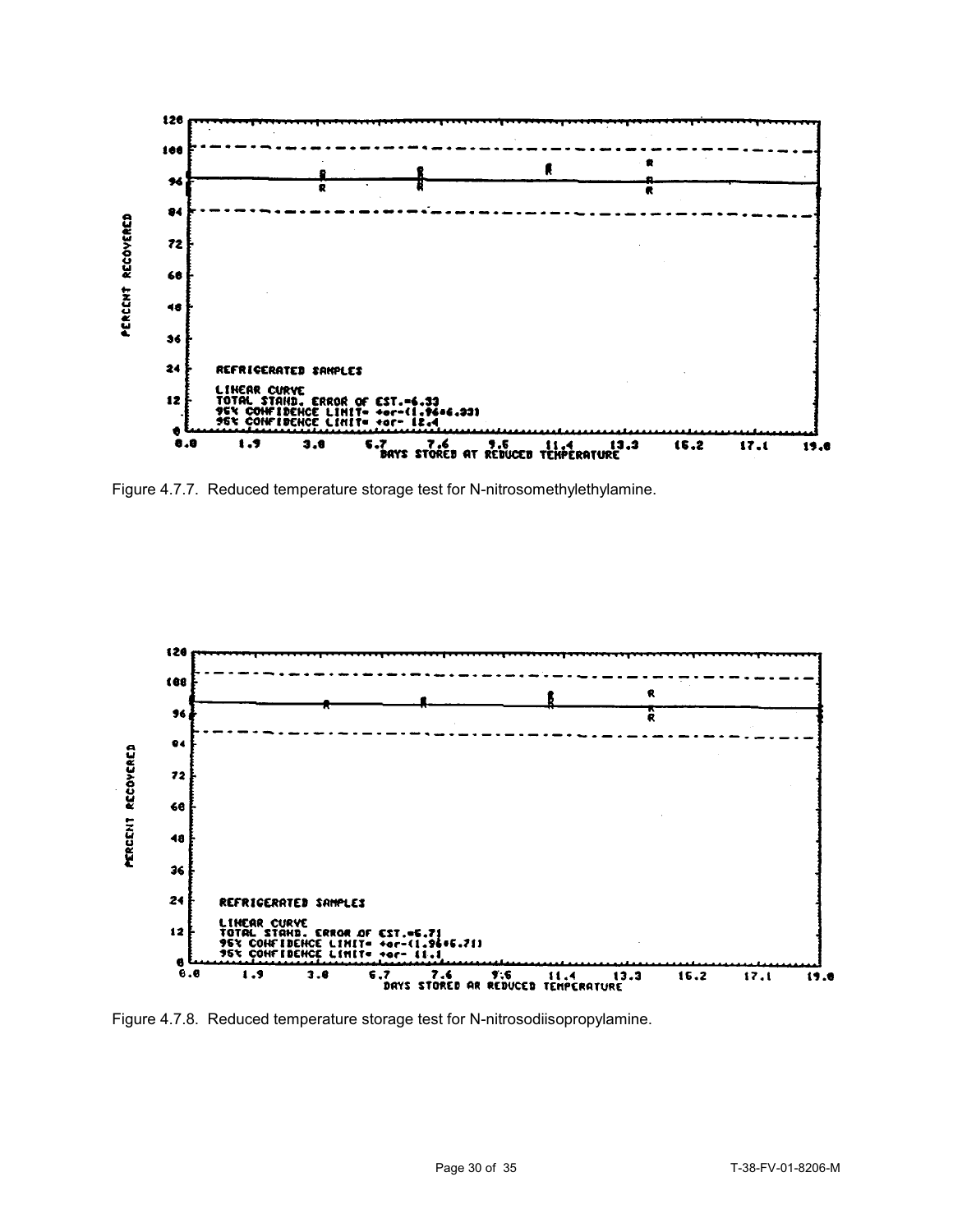Figure 4.7.7. Reduced temperature storage test for N-nitrosomethylethylamine.

Figure 4.7.8. Reduced temperature storage test for N-nitrosodiisopropylamine.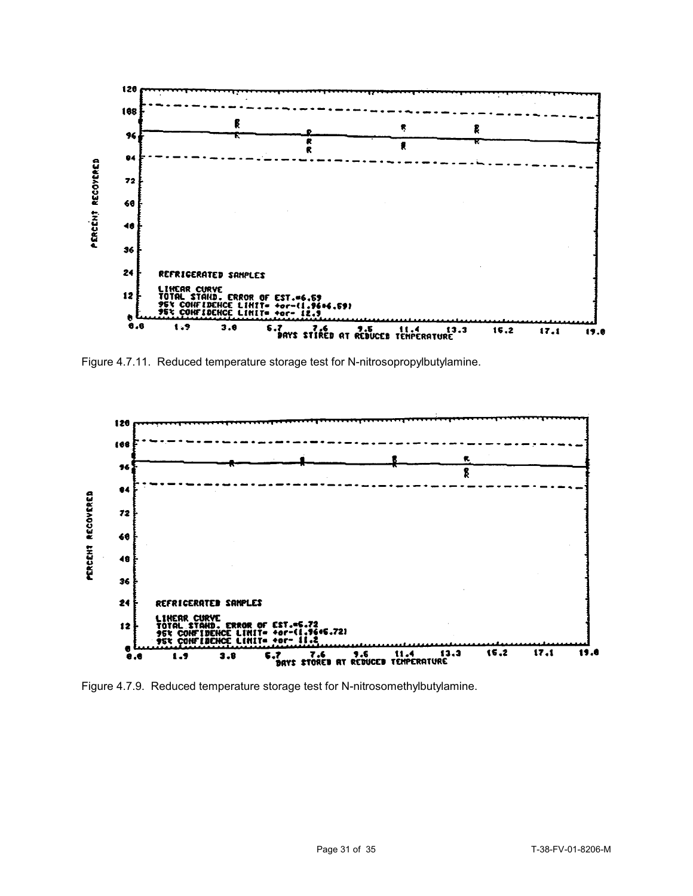Figure 4.7.11. Reduced temperature storage test for N-nitrosopropylbutylamine.

Figure 4.7.9. Reduced temperature storage test for N-nitrosomethylbutylamine.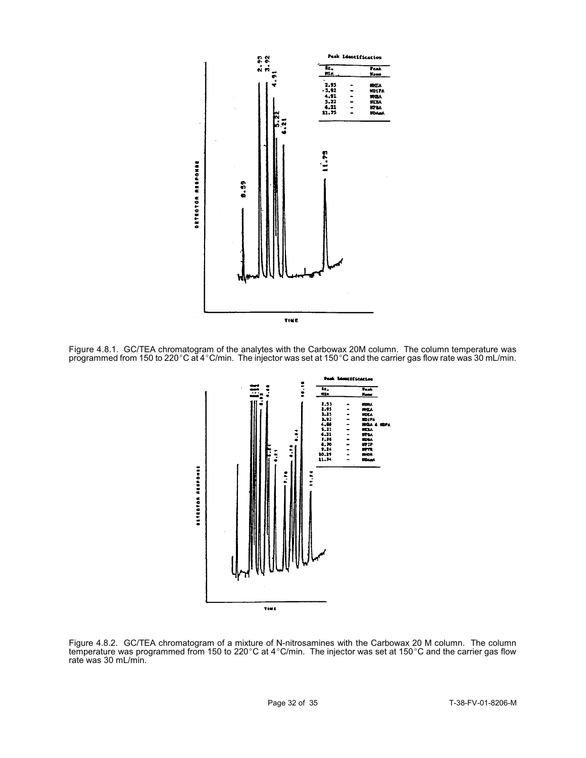| Rt. Min | | Peak Name |
|---|---|---|
| 2.95 | - | NMEA |
| 3.92 | - | NDiPA |
| 4.91 | - | NMBA |
| 5.22 | - | NEBA |
| 6.21 | - | NPBA |
| 11.75 | - | NDAmA |

Figure 4.8.1. GC/TEA chromatogram of the analytes with the Carbowax 20M column. The column temperature was programmed from 150 to 220°C at 4°C/min. The injector was set at 150°C and the carrier gas flow rate was 30 mL/min.

| Rt. Min | | Peak Name |
|---|---|---|
| 2.53 | - | NDMA |
| 2.95 | - | NMEA |
| 3.25 | - | NDEA |
| 3.92 | - | NDiPA |
| 4.88 | - | NMBA & NDPA |
| 5.21 | - | NEBA |
| 6.21 | - | NPBA |
| 7.76 | - | NDBA |
| 8.70 | - | NPIP |
| 9.24 | - | NPYR |
| 10.19 | - | NMOR |
| 11.74 | - | NDAmA |

Figure 4.8.2. GC/TEA chromatogram of a mixture of N-nitrosamines with the Carbowax 20 M column. The column temperature was programmed from 150 to 220°C at 4°C/min. The injector was set at 150°C and the carrier gas flow rate was 30 mL/min.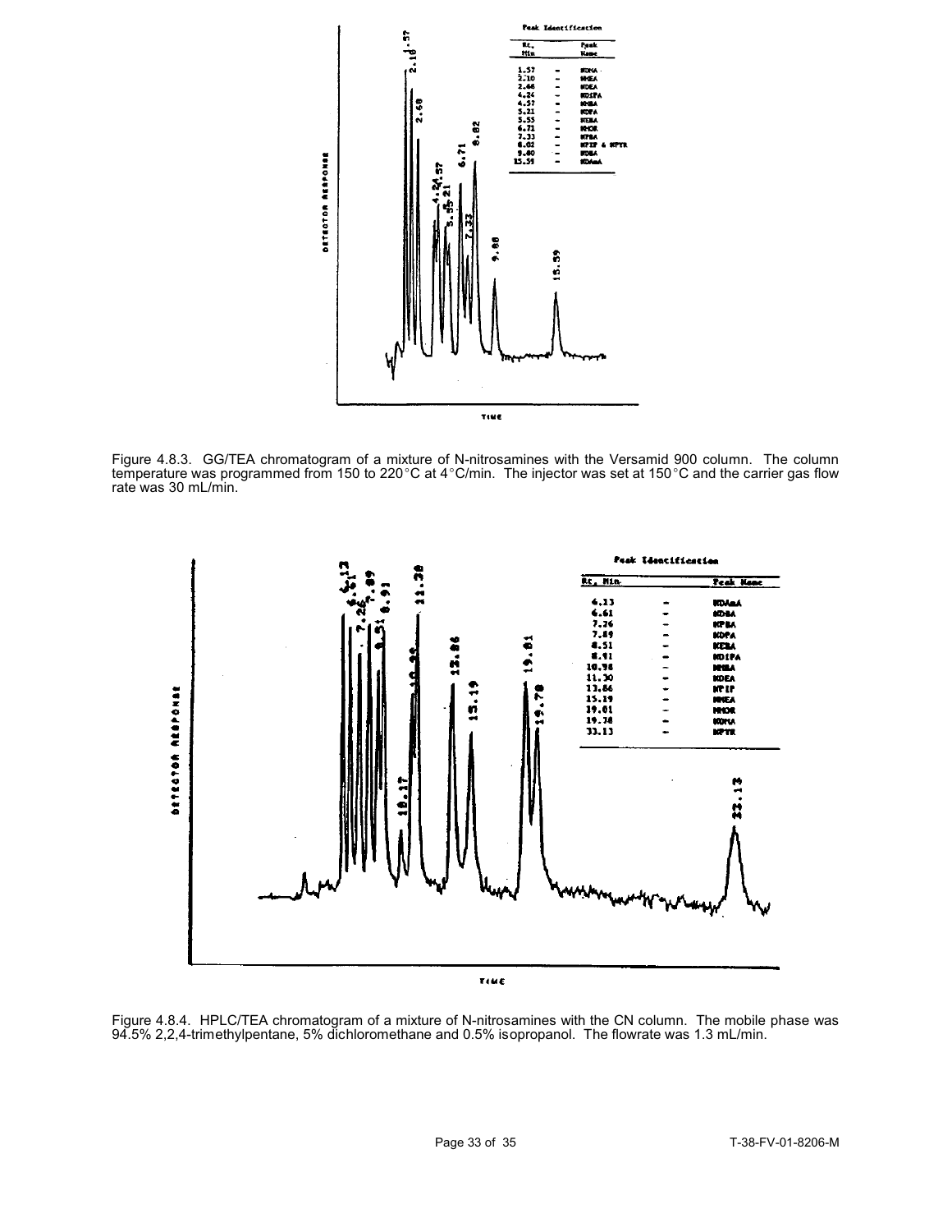Figure 4.8.3. GG/TEA chromatogram of a mixture of N-nitrosamines with the Versamid 900 column. The column temperature was programmed from 150 to 220°C at 4°C/min. The injector was set at 150°C and the carrier gas flow rate was 30 mL/min.

Figure 4.8.4. HPLC/TEA chromatogram of a mixture of N-nitrosamines with the CN column. The mobile phase was 94.5% 2,2,4-trimethylpentane, 5% dichloromethane and 0.5% isopropanol. The flowrate was 1.3 mL/min.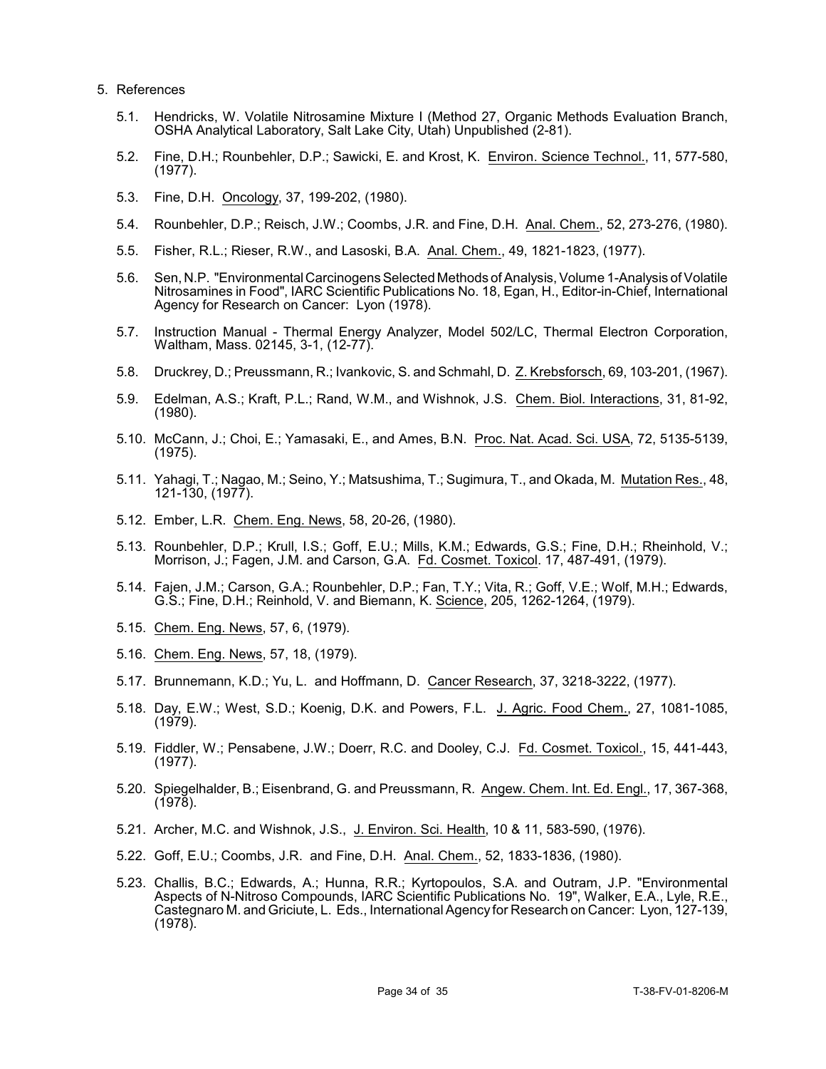5. References

5.1. Hendricks, W. Volatile Nitrosamine Mixture I (Method 27, Organic Methods Evaluation Branch, OSHA Analytical Laboratory, Salt Lake City, Utah) Unpublished (2-81).

5.2. Fine, D.H.; Rounbehler, D.P.; Sawicki, E. and Krost, K. Environ. Science Technol., 11, 577-580, (1977).

5.3. Fine, D.H. Oncology, 37, 199-202, (1980).

5.4. Rounbehler, D.P.; Reisch, J.W.; Coombs, J.R. and Fine, D.H. Anal. Chem., 52, 273-276, (1980).

5.5. Fisher, R.L.; Rieser, R.W., and Lasoski, B.A. Anal. Chem., 49, 1821-1823, (1977).

5.6. Sen, N.P. "Environmental Carcinogens Selected Methods of Analysis, Volume 1-Analysis of Volatile Nitrosamines in Food", IARC Scientific Publications No. 18, Egan, H., Editor-in-Chief, International Agency for Research on Cancer: Lyon (1978).

5.7. Instruction Manual - Thermal Energy Analyzer, Model 502/LC, Thermal Electron Corporation, Waltham, Mass. 02145, 3-1, (12-77).

5.8. Druckrey, D.; Preussmann, R.; Ivankovic, S. and Schmahl, D. Z. Krebsforsch, 69, 103-201, (1967).

5.9. Edelman, A.S.; Kraft, P.L.; Rand, W.M., and Wishnok, J.S. Chem. Biol. Interactions, 31, 81-92, (1980).

5.10. McCann, J.; Choi, E.; Yamasaki, E., and Ames, B.N. Proc. Nat. Acad. Sci. USA, 72, 5135-5139, (1975).

5.11. Yahagi, T.; Nagao, M.; Seino, Y.; Matsushima, T.; Sugimura, T., and Okada, M. Mutation Res., 48, 121-130, (1977).

5.12. Ember, L.R. Chem. Eng. News, 58, 20-26, (1980).

5.13. Rounbehler, D.P.; Krull, I.S.; Goff, E.U.; Mills, K.M.; Edwards, G.S.; Fine, D.H.; Rheinhold, V.; Morrison, J.; Fagen, J.M. and Carson, G.A. Fd. Cosmet. Toxicol. 17, 487-491, (1979).

5.14. Fajen, J.M.; Carson, G.A.; Rounbehler, D.P.; Fan, T.Y.; Vita, R.; Goff, V.E.; Wolf, M.H.; Edwards, G.S.; Fine, D.H.; Reinhold, V. and Biemann, K. Science, 205, 1262-1264, (1979).

5.15. Chem. Eng. News, 57, 6, (1979).

5.16. Chem. Eng. News, 57, 18, (1979).

5.17. Brunnemann, K.D.; Yu, L. and Hoffmann, D. Cancer Research, 37, 3218-3222, (1977).

5.18. Day, E.W.; West, S.D.; Koenig, D.K. and Powers, F.L. J. Agric. Food Chem., 27, 1081-1085, (1979).

5.19. Fiddler, W.; Pensabene, J.W.; Doerr, R.C. and Dooley, C.J. Fd. Cosmet. Toxicol., 15, 441-443, (1977).

5.20. Spiegelhalder, B.; Eisenbrand, G. and Preussmann, R. Angew. Chem. Int. Ed. Engl., 17, 367-368, (1978).

5.21. Archer, M.C. and Wishnok, J.S., J. Environ. Sci. Health, 10 & 11, 583-590, (1976).

5.22. Goff, E.U.; Coombs, J.R. and Fine, D.H. Anal. Chem., 52, 1833-1836, (1980).

5.23. Challis, B.C.; Edwards, A.; Hunna, R.R.; Kyrtopoulos, S.A. and Outram, J.P. "Environmental Aspects of N-Nitroso Compounds, IARC Scientific Publications No. 19", Walker, E.A., Lyle, R.E., Castegnaro M. and Griciute, L. Eds., International Agency for Research on Cancer: Lyon, 127-139, (1978).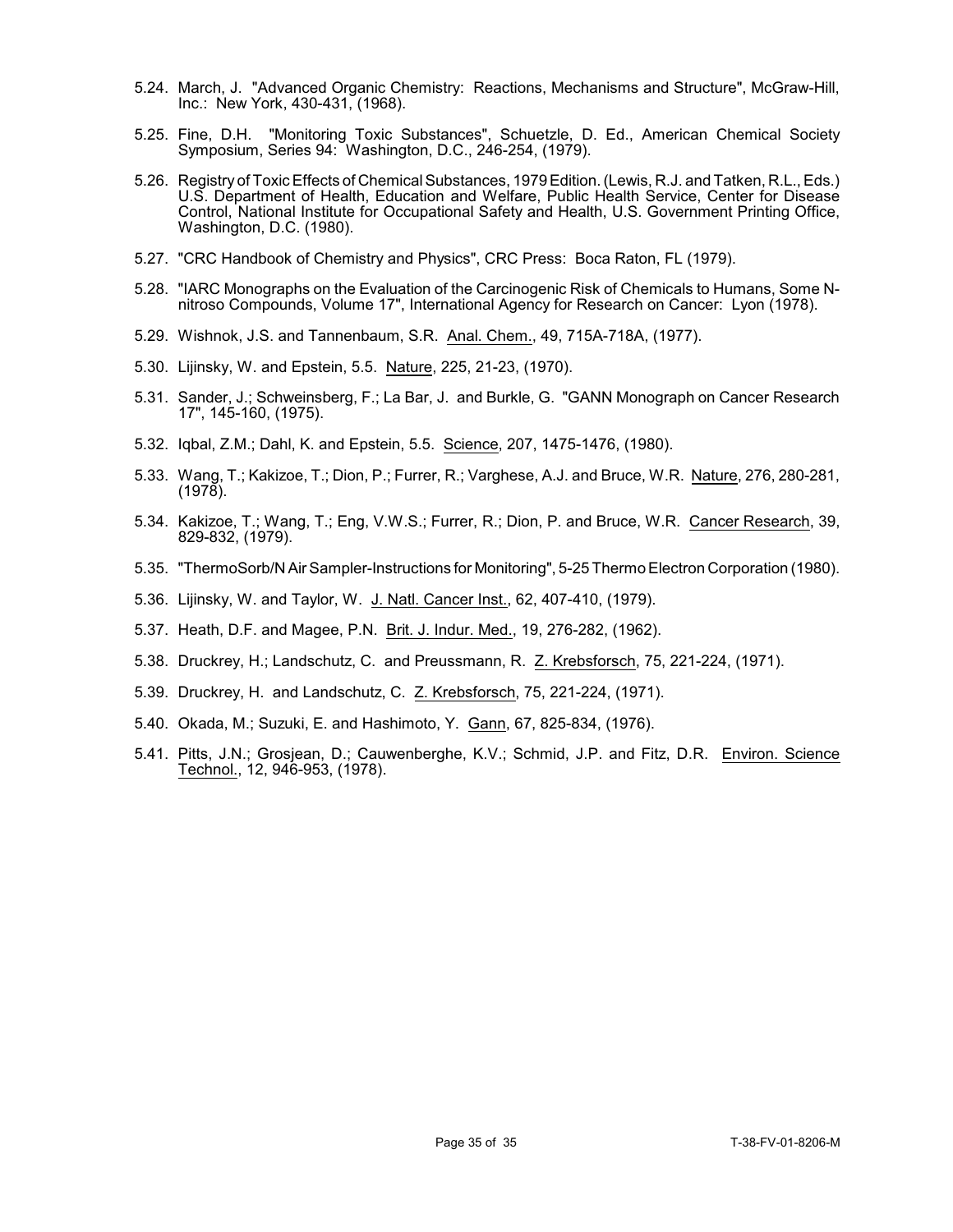5.24. March, J. "Advanced Organic Chemistry: Reactions, Mechanisms and Structure", McGraw-Hill, Inc.: New York, 430-431, (1968).

5.25. Fine, D.H. "Monitoring Toxic Substances", Schuetzle, D. Ed., American Chemical Society Symposium, Series 94: Washington, D.C., 246-254, (1979).

5.26. Registry of Toxic Effects of Chemical Substances, 1979 Edition. (Lewis, R.J. and Tatken, R.L., Eds.) U.S. Department of Health, Education and Welfare, Public Health Service, Center for Disease Control, National Institute for Occupational Safety and Health, U.S. Government Printing Office, Washington, D.C. (1980).

5.27. "CRC Handbook of Chemistry and Physics", CRC Press: Boca Raton, FL (1979).

5.28. "IARC Monographs on the Evaluation of the Carcinogenic Risk of Chemicals to Humans, Some N-nitroso Compounds, Volume 17", International Agency for Research on Cancer: Lyon (1978).

5.29. Wishnok, J.S. and Tannenbaum, S.R. Anal. Chem., 49, 715A-718A, (1977).

5.30. Lijinsky, W. and Epstein, 5.5. Nature, 225, 21-23, (1970).

5.31. Sander, J.; Schweinsberg, F.; La Bar, J. and Burkle, G. "GANN Monograph on Cancer Research 17", 145-160, (1975).

5.32. Iqbal, Z.M.; Dahl, K. and Epstein, 5.5. Science, 207, 1475-1476, (1980).

5.33. Wang, T.; Kakizoe, T.; Dion, P.; Furrer, R.; Varghese, A.J. and Bruce, W.R. Nature, 276, 280-281, (1978).

5.34. Kakizoe, T.; Wang, T.; Eng, V.W.S.; Furrer, R.; Dion, P. and Bruce, W.R. Cancer Research, 39, 829-832, (1979).

5.35. "ThermoSorb/N Air Sampler-Instructions for Monitoring", 5-25 Thermo Electron Corporation (1980).

5.36. Lijinsky, W. and Taylor, W. J. Natl. Cancer Inst., 62, 407-410, (1979).

5.37. Heath, D.F. and Magee, P.N. Brit. J. Indur. Med., 19, 276-282, (1962).

5.38. Druckrey, H.; Landschutz, C. and Preussmann, R. Z. Krebsforsch, 75, 221-224, (1971).

5.39. Druckrey, H. and Landschutz, C. Z. Krebsforsch, 75, 221-224, (1971).

5.40. Okada, M.; Suzuki, E. and Hashimoto, Y. Gann, 67, 825-834, (1976).

5.41. Pitts, J.N.; Grosjean, D.; Cauwenberghe, K.V.; Schmid, J.P. and Fitz, D.R. Environ. Science Technol., 12, 946-953, (1978).